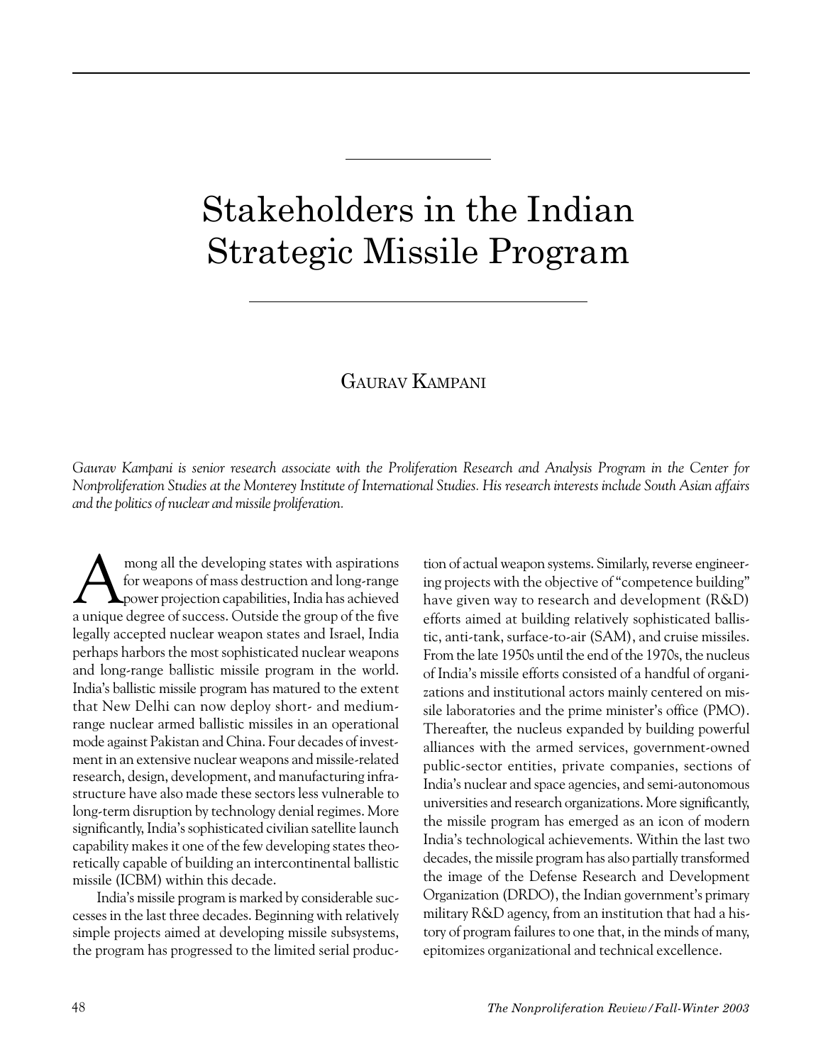# Stakeholders in the Indian Strategic Missile Program

GAURAV KAMPANI

*Gaurav Kampani is senior research associate with the Proliferation Research and Analysis Program in the Center for Nonproliferation Studies at the Monterey Institute of International Studies. His research interests include South Asian affairs and the politics of nuclear and missile proliferation.*

Among all the developing states with aspirations for weapons of mass destruction and long-range power projection capabilities, India has achieved a unique degree of success. Outside the group of the five legally accepted nuclear weapon states and Israel, India perhaps harbors the most sophisticated nuclear weapons and long-range ballistic missile program in the world. India's ballistic missile program has matured to the extent that New Delhi can now deploy short- and medium-range nuclear armed ballistic missiles in an operational mode against Pakistan and China. Four decades of investment in an extensive nuclear weapons and missile-related research, design, development, and manufacturing infrastructure have also made these sectors less vulnerable to long-term disruption by technology denial regimes. More significantly, India's sophisticated civilian satellite launch capability makes it one of the few developing states theoretically capable of building an intercontinental ballistic missile (ICBM) within this decade.

India's missile program is marked by considerable successes in the last three decades. Beginning with relatively simple projects aimed at developing missile subsystems, the program has progressed to the limited serial production of actual weapon systems. Similarly, reverse engineering projects with the objective of "competence building" have given way to research and development (R&D) efforts aimed at building relatively sophisticated ballistic, anti-tank, surface-to-air (SAM), and cruise missiles. From the late 1950s until the end of the 1970s, the nucleus of India's missile efforts consisted of a handful of organizations and institutional actors mainly centered on missile laboratories and the prime minister's office (PMO). Thereafter, the nucleus expanded by building powerful alliances with the armed services, government-owned public-sector entities, private companies, sections of India's nuclear and space agencies, and semi-autonomous universities and research organizations. More significantly, the missile program has emerged as an icon of modern India's technological achievements. Within the last two decades, the missile program has also partially transformed the image of the Defense Research and Development Organization (DRDO), the Indian government's primary military R&D agency, from an institution that had a history of program failures to one that, in the minds of many, epitomizes organizational and technical excellence.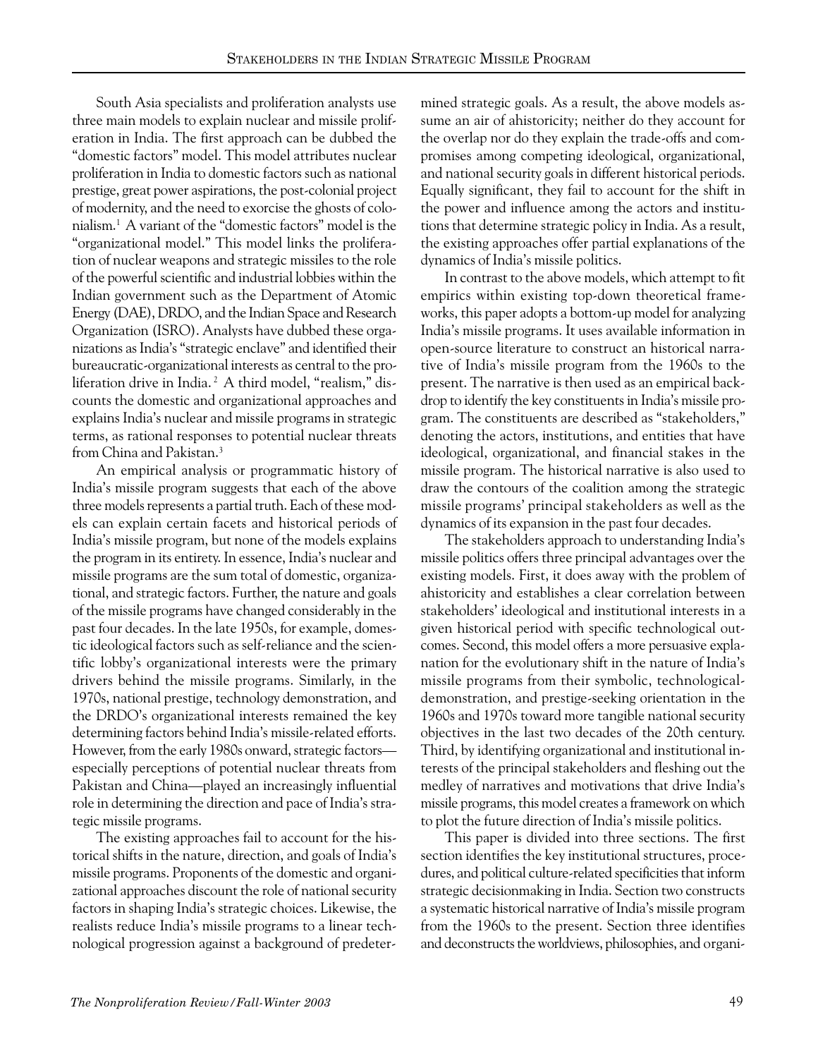South Asia specialists and proliferation analysts use three main models to explain nuclear and missile proliferation in India. The first approach can be dubbed the "domestic factors" model. This model attributes nuclear proliferation in India to domestic factors such as national prestige, great power aspirations, the post-colonial project of modernity, and the need to exorcise the ghosts of colonialism.[1] A variant of the "domestic factors" model is the "organizational model." This model links the proliferation of nuclear weapons and strategic missiles to the role of the powerful scientific and industrial lobbies within the Indian government such as the Department of Atomic Energy (DAE), DRDO, and the Indian Space and Research Organization (ISRO). Analysts have dubbed these organizations as India's "strategic enclave" and identified their bureaucratic-organizational interests as central to the proliferation drive in India.[2] A third model, "realism," discounts the domestic and organizational approaches and explains India's nuclear and missile programs in strategic terms, as rational responses to potential nuclear threats from China and Pakistan.[3]

An empirical analysis or programmatic history of India's missile program suggests that each of the above three models represents a partial truth. Each of these models can explain certain facets and historical periods of India's missile program, but none of the models explains the program in its entirety. In essence, India's nuclear and missile programs are the sum total of domestic, organizational, and strategic factors. Further, the nature and goals of the missile programs have changed considerably in the past four decades. In the late 1950s, for example, domestic ideological factors such as self-reliance and the scientific lobby's organizational interests were the primary drivers behind the missile programs. Similarly, in the 1970s, national prestige, technology demonstration, and the DRDO's organizational interests remained the key determining factors behind India's missile-related efforts. However, from the early 1980s onward, strategic factors—especially perceptions of potential nuclear threats from Pakistan and China—played an increasingly influential role in determining the direction and pace of India's strategic missile programs.

The existing approaches fail to account for the historical shifts in the nature, direction, and goals of India's missile programs. Proponents of the domestic and organizational approaches discount the role of national security factors in shaping India's strategic choices. Likewise, the realists reduce India's missile programs to a linear technological progression against a background of predetermined strategic goals. As a result, the above models assume an air of ahistoricity; neither do they account for the overlap nor do they explain the trade-offs and compromises among competing ideological, organizational, and national security goals in different historical periods. Equally significant, they fail to account for the shift in the power and influence among the actors and institutions that determine strategic policy in India. As a result, the existing approaches offer partial explanations of the dynamics of India's missile politics.

In contrast to the above models, which attempt to fit empirics within existing top-down theoretical frameworks, this paper adopts a bottom-up model for analyzing India's missile programs. It uses available information in open-source literature to construct an historical narrative of India's missile program from the 1960s to the present. The narrative is then used as an empirical backdrop to identify the key constituents in India's missile program. The constituents are described as "stakeholders," denoting the actors, institutions, and entities that have ideological, organizational, and financial stakes in the missile program. The historical narrative is also used to draw the contours of the coalition among the strategic missile programs' principal stakeholders as well as the dynamics of its expansion in the past four decades.

The stakeholders approach to understanding India's missile politics offers three principal advantages over the existing models. First, it does away with the problem of ahistoricity and establishes a clear correlation between stakeholders' ideological and institutional interests in a given historical period with specific technological outcomes. Second, this model offers a more persuasive explanation for the evolutionary shift in the nature of India's missile programs from their symbolic, technological-demonstration, and prestige-seeking orientation in the 1960s and 1970s toward more tangible national security objectives in the last two decades of the 20th century. Third, by identifying organizational and institutional interests of the principal stakeholders and fleshing out the medley of narratives and motivations that drive India's missile programs, this model creates a framework on which to plot the future direction of India's missile politics.

This paper is divided into three sections. The first section identifies the key institutional structures, procedures, and political culture-related specificities that inform strategic decisionmaking in India. Section two constructs a systematic historical narrative of India's missile program from the 1960s to the present. Section three identifies and deconstructs the worldviews, philosophies, and organi-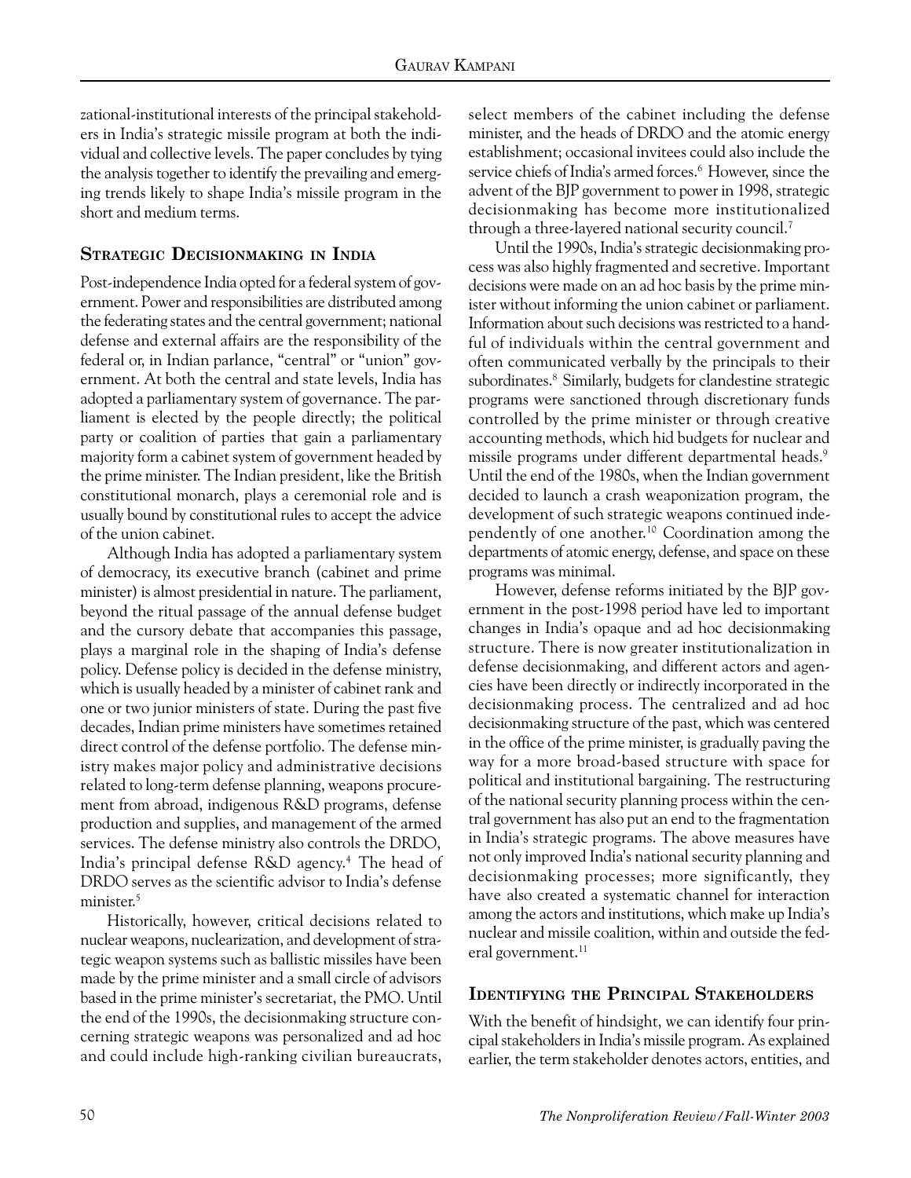zational-institutional interests of the principal stakeholders in India's strategic missile program at both the individual and collective levels. The paper concludes by tying the analysis together to identify the prevailing and emerging trends likely to shape India's missile program in the short and medium terms.

## Strategic Decisionmaking in India

Post-independence India opted for a federal system of government. Power and responsibilities are distributed among the federating states and the central government; national defense and external affairs are the responsibility of the federal or, in Indian parlance, "central" or "union" government. At both the central and state levels, India has adopted a parliamentary system of governance. The parliament is elected by the people directly; the political party or coalition of parties that gain a parliamentary majority form a cabinet system of government headed by the prime minister. The Indian president, like the British constitutional monarch, plays a ceremonial role and is usually bound by constitutional rules to accept the advice of the union cabinet.

Although India has adopted a parliamentary system of democracy, its executive branch (cabinet and prime minister) is almost presidential in nature. The parliament, beyond the ritual passage of the annual defense budget and the cursory debate that accompanies this passage, plays a marginal role in the shaping of India's defense policy. Defense policy is decided in the defense ministry, which is usually headed by a minister of cabinet rank and one or two junior ministers of state. During the past five decades, Indian prime ministers have sometimes retained direct control of the defense portfolio. The defense ministry makes major policy and administrative decisions related to long-term defense planning, weapons procurement from abroad, indigenous R&D programs, defense production and supplies, and management of the armed services. The defense ministry also controls the DRDO, India's principal defense R&D agency.[4] The head of DRDO serves as the scientific advisor to India's defense minister.[5]

Historically, however, critical decisions related to nuclear weapons, nuclearization, and development of strategic weapon systems such as ballistic missiles have been made by the prime minister and a small circle of advisors based in the prime minister's secretariat, the PMO. Until the end of the 1990s, the decisionmaking structure concerning strategic weapons was personalized and ad hoc and could include high-ranking civilian bureaucrats, select members of the cabinet including the defense minister, and the heads of DRDO and the atomic energy establishment; occasional invitees could also include the service chiefs of India's armed forces.[6] However, since the advent of the BJP government to power in 1998, strategic decisionmaking has become more institutionalized through a three-layered national security council.[7]

Until the 1990s, India's strategic decisionmaking process was also highly fragmented and secretive. Important decisions were made on an ad hoc basis by the prime minister without informing the union cabinet or parliament. Information about such decisions was restricted to a handful of individuals within the central government and often communicated verbally by the principals to their subordinates.[8] Similarly, budgets for clandestine strategic programs were sanctioned through discretionary funds controlled by the prime minister or through creative accounting methods, which hid budgets for nuclear and missile programs under different departmental heads.[9] Until the end of the 1980s, when the Indian government decided to launch a crash weaponization program, the development of such strategic weapons continued independently of one another.[10] Coordination among the departments of atomic energy, defense, and space on these programs was minimal.

However, defense reforms initiated by the BJP government in the post-1998 period have led to important changes in India's opaque and ad hoc decisionmaking structure. There is now greater institutionalization in defense decisionmaking, and different actors and agencies have been directly or indirectly incorporated in the decisionmaking process. The centralized and ad hoc decisionmaking structure of the past, which was centered in the office of the prime minister, is gradually paving the way for a more broad-based structure with space for political and institutional bargaining. The restructuring of the national security planning process within the central government has also put an end to the fragmentation in India's strategic programs. The above measures have not only improved India's national security planning and decisionmaking processes; more significantly, they have also created a systematic channel for interaction among the actors and institutions, which make up India's nuclear and missile coalition, within and outside the federal government.[11]

## Identifying the Principal Stakeholders

With the benefit of hindsight, we can identify four principal stakeholders in India's missile program. As explained earlier, the term stakeholder denotes actors, entities, and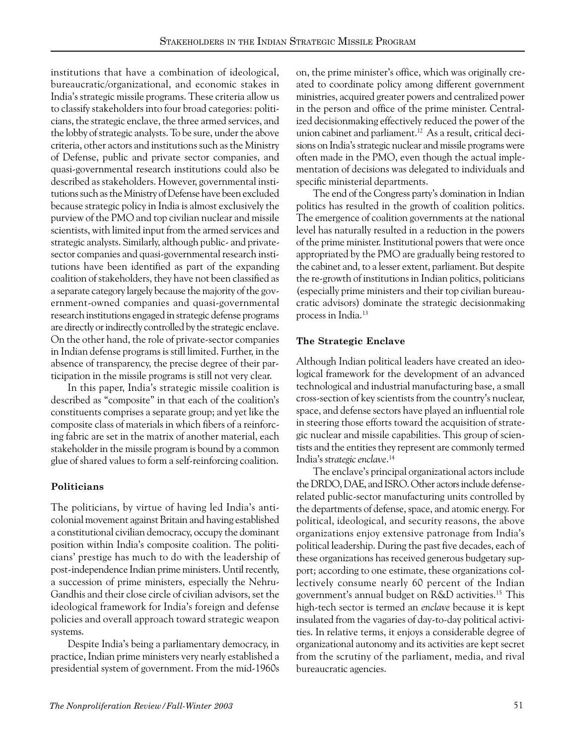institutions that have a combination of ideological, bureaucratic/organizational, and economic stakes in India's strategic missile programs. These criteria allow us to classify stakeholders into four broad categories: politicians, the strategic enclave, the three armed services, and the lobby of strategic analysts. To be sure, under the above criteria, other actors and institutions such as the Ministry of Defense, public and private sector companies, and quasi-governmental research institutions could also be described as stakeholders. However, governmental institutions such as the Ministry of Defense have been excluded because strategic policy in India is almost exclusively the purview of the PMO and top civilian nuclear and missile scientists, with limited input from the armed services and strategic analysts. Similarly, although public- and private-sector companies and quasi-governmental research institutions have been identified as part of the expanding coalition of stakeholders, they have not been classified as a separate category largely because the majority of the government-owned companies and quasi-governmental research institutions engaged in strategic defense programs are directly or indirectly controlled by the strategic enclave. On the other hand, the role of private-sector companies in Indian defense programs is still limited. Further, in the absence of transparency, the precise degree of their participation in the missile programs is still not very clear.

In this paper, India's strategic missile coalition is described as "composite" in that each of the coalition's constituents comprises a separate group; and yet like the composite class of materials in which fibers of a reinforcing fabric are set in the matrix of another material, each stakeholder in the missile program is bound by a common glue of shared values to form a self-reinforcing coalition.

### Politicians

The politicians, by virtue of having led India's anti-colonial movement against Britain and having established a constitutional civilian democracy, occupy the dominant position within India's composite coalition. The politicians' prestige has much to do with the leadership of post-independence Indian prime ministers. Until recently, a succession of prime ministers, especially the Nehru-Gandhis and their close circle of civilian advisors, set the ideological framework for India's foreign and defense policies and overall approach toward strategic weapon systems.

Despite India's being a parliamentary democracy, in practice, Indian prime ministers very nearly established a presidential system of government. From the mid-1960s on, the prime minister's office, which was originally created to coordinate policy among different government ministries, acquired greater powers and centralized power in the person and office of the prime minister. Centralized decisionmaking effectively reduced the power of the union cabinet and parliament.[12] As a result, critical decisions on India's strategic nuclear and missile programs were often made in the PMO, even though the actual implementation of decisions was delegated to individuals and specific ministerial departments.

The end of the Congress party's domination in Indian politics has resulted in the growth of coalition politics. The emergence of coalition governments at the national level has naturally resulted in a reduction in the powers of the prime minister. Institutional powers that were once appropriated by the PMO are gradually being restored to the cabinet and, to a lesser extent, parliament. But despite the re-growth of institutions in Indian politics, politicians (especially prime ministers and their top civilian bureaucratic advisors) dominate the strategic decisionmaking process in India.[13]

### The Strategic Enclave

Although Indian political leaders have created an ideological framework for the development of an advanced technological and industrial manufacturing base, a small cross-section of key scientists from the country's nuclear, space, and defense sectors have played an influential role in steering those efforts toward the acquisition of strategic nuclear and missile capabilities. This group of scientists and the entities they represent are commonly termed India's *strategic enclave*.[14]

The enclave's principal organizational actors include the DRDO, DAE, and ISRO. Other actors include defense-related public-sector manufacturing units controlled by the departments of defense, space, and atomic energy. For political, ideological, and security reasons, the above organizations enjoy extensive patronage from India's political leadership. During the past five decades, each of these organizations has received generous budgetary support; according to one estimate, these organizations collectively consume nearly 60 percent of the Indian government's annual budget on R&D activities.[15] This high-tech sector is termed an *enclave* because it is kept insulated from the vagaries of day-to-day political activities. In relative terms, it enjoys a considerable degree of organizational autonomy and its activities are kept secret from the scrutiny of the parliament, media, and rival bureaucratic agencies.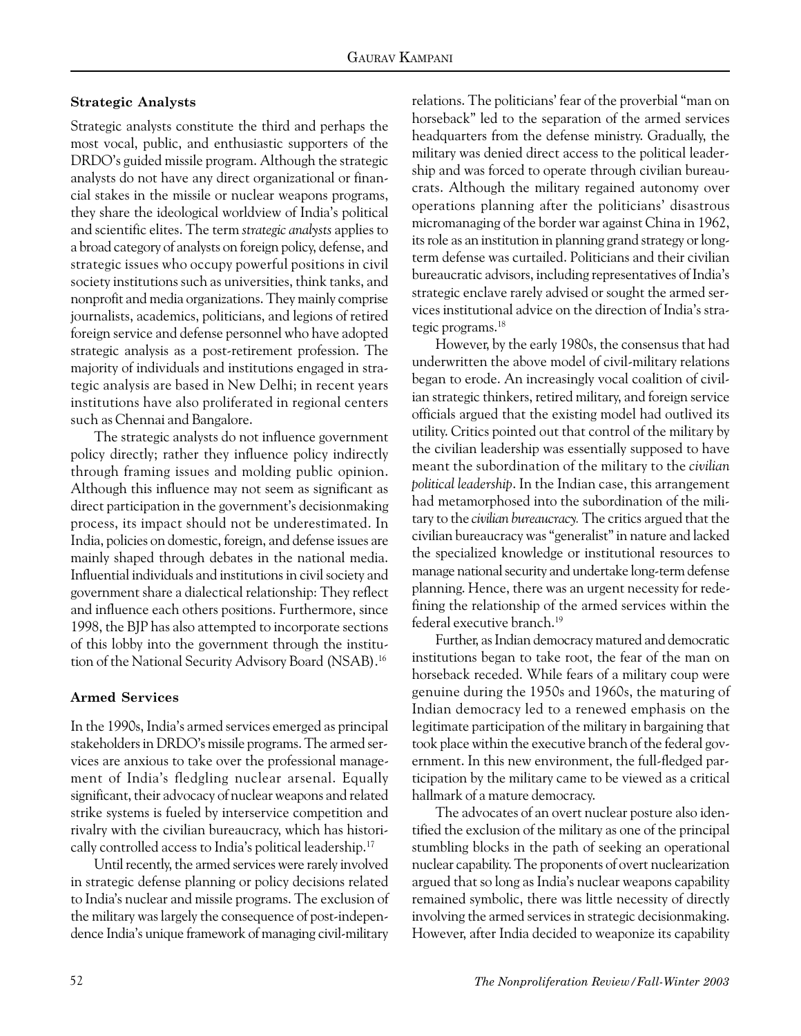### Strategic Analysts

Strategic analysts constitute the third and perhaps the most vocal, public, and enthusiastic supporters of the DRDO's guided missile program. Although the strategic analysts do not have any direct organizational or financial stakes in the missile or nuclear weapons programs, they share the ideological worldview of India's political and scientific elites. The term *strategic analysts* applies to a broad category of analysts on foreign policy, defense, and strategic issues who occupy powerful positions in civil society institutions such as universities, think tanks, and nonprofit and media organizations. They mainly comprise journalists, academics, politicians, and legions of retired foreign service and defense personnel who have adopted strategic analysis as a post-retirement profession. The majority of individuals and institutions engaged in strategic analysis are based in New Delhi; in recent years institutions have also proliferated in regional centers such as Chennai and Bangalore.

The strategic analysts do not influence government policy directly; rather they influence policy indirectly through framing issues and molding public opinion. Although this influence may not seem as significant as direct participation in the government's decisionmaking process, its impact should not be underestimated. In India, policies on domestic, foreign, and defense issues are mainly shaped through debates in the national media. Influential individuals and institutions in civil society and government share a dialectical relationship: They reflect and influence each others positions. Furthermore, since 1998, the BJP has also attempted to incorporate sections of this lobby into the government through the institution of the National Security Advisory Board (NSAB).[16]

### Armed Services

In the 1990s, India's armed services emerged as principal stakeholders in DRDO's missile programs. The armed services are anxious to take over the professional management of India's fledgling nuclear arsenal. Equally significant, their advocacy of nuclear weapons and related strike systems is fueled by interservice competition and rivalry with the civilian bureaucracy, which has historically controlled access to India's political leadership.[17]

Until recently, the armed services were rarely involved in strategic defense planning or policy decisions related to India's nuclear and missile programs. The exclusion of the military was largely the consequence of post-independence India's unique framework of managing civil-military relations. The politicians' fear of the proverbial "man on horseback" led to the separation of the armed services headquarters from the defense ministry. Gradually, the military was denied direct access to the political leadership and was forced to operate through civilian bureaucrats. Although the military regained autonomy over operations planning after the politicians' disastrous micromanaging of the border war against China in 1962, its role as an institution in planning grand strategy or long-term defense was curtailed. Politicians and their civilian bureaucratic advisors, including representatives of India's strategic enclave rarely advised or sought the armed services institutional advice on the direction of India's strategic programs.[18]

However, by the early 1980s, the consensus that had underwritten the above model of civil-military relations began to erode. An increasingly vocal coalition of civilian strategic thinkers, retired military, and foreign service officials argued that the existing model had outlived its utility. Critics pointed out that control of the military by the civilian leadership was essentially supposed to have meant the subordination of the military to the *civilian political leadership*. In the Indian case, this arrangement had metamorphosed into the subordination of the military to the *civilian bureaucracy.* The critics argued that the civilian bureaucracy was "generalist" in nature and lacked the specialized knowledge or institutional resources to manage national security and undertake long-term defense planning. Hence, there was an urgent necessity for redefining the relationship of the armed services within the federal executive branch.[19]

Further, as Indian democracy matured and democratic institutions began to take root, the fear of the man on horseback receded. While fears of a military coup were genuine during the 1950s and 1960s, the maturing of Indian democracy led to a renewed emphasis on the legitimate participation of the military in bargaining that took place within the executive branch of the federal government. In this new environment, the full-fledged participation by the military came to be viewed as a critical hallmark of a mature democracy.

The advocates of an overt nuclear posture also identified the exclusion of the military as one of the principal stumbling blocks in the path of seeking an operational nuclear capability. The proponents of overt nuclearization argued that so long as India's nuclear weapons capability remained symbolic, there was little necessity of directly involving the armed services in strategic decisionmaking. However, after India decided to weaponize its capability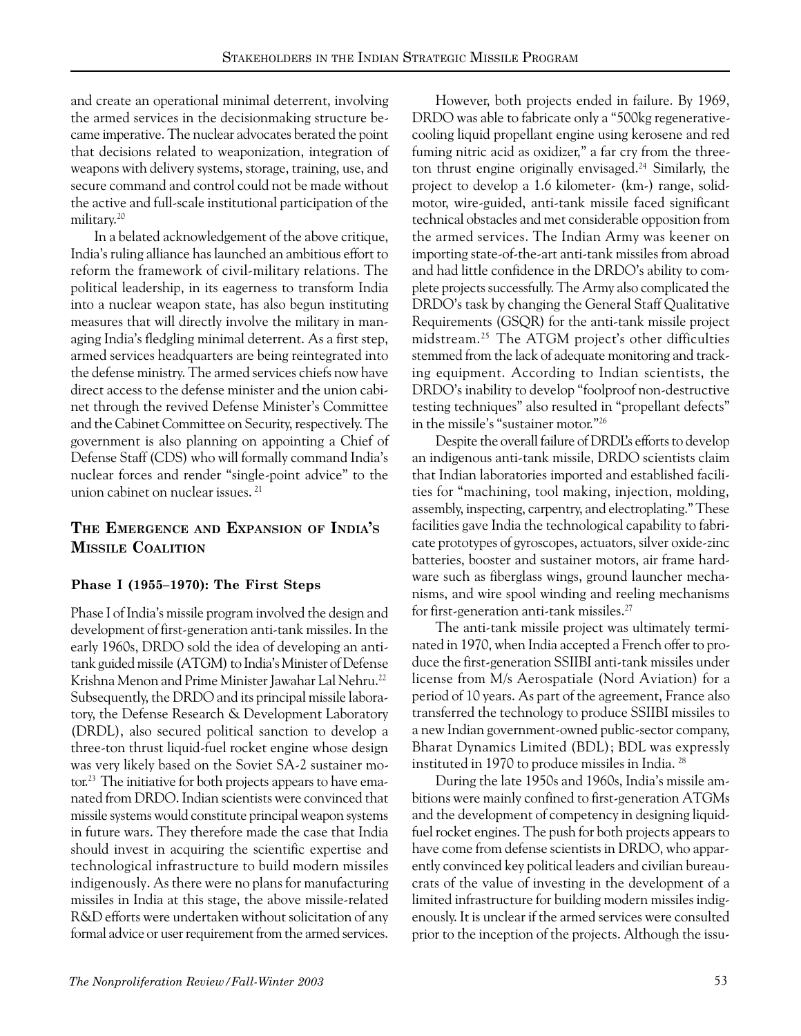and create an operational minimal deterrent, involving the armed services in the decisionmaking structure became imperative. The nuclear advocates berated the point that decisions related to weaponization, integration of weapons with delivery systems, storage, training, use, and secure command and control could not be made without the active and full-scale institutional participation of the military.[20]

In a belated acknowledgement of the above critique, India's ruling alliance has launched an ambitious effort to reform the framework of civil-military relations. The political leadership, in its eagerness to transform India into a nuclear weapon state, has also begun instituting measures that will directly involve the military in managing India's fledgling minimal deterrent. As a first step, armed services headquarters are being reintegrated into the defense ministry. The armed services chiefs now have direct access to the defense minister and the union cabinet through the revived Defense Minister's Committee and the Cabinet Committee on Security, respectively. The government is also planning on appointing a Chief of Defense Staff (CDS) who will formally command India's nuclear forces and render "single-point advice" to the union cabinet on nuclear issues. [21]

## The Emergence and Expansion of India's Missile Coalition

### Phase I (1955–1970): The First Steps

Phase I of India's missile program involved the design and development of first-generation anti-tank missiles. In the early 1960s, DRDO sold the idea of developing an anti-tank guided missile (ATGM) to India's Minister of Defense Krishna Menon and Prime Minister Jawahar Lal Nehru.[22] Subsequently, the DRDO and its principal missile laboratory, the Defense Research & Development Laboratory (DRDL), also secured political sanction to develop a three-ton thrust liquid-fuel rocket engine whose design was very likely based on the Soviet SA-2 sustainer motor.[23] The initiative for both projects appears to have emanated from DRDO. Indian scientists were convinced that missile systems would constitute principal weapon systems in future wars. They therefore made the case that India should invest in acquiring the scientific expertise and technological infrastructure to build modern missiles indigenously. As there were no plans for manufacturing missiles in India at this stage, the above missile-related R&D efforts were undertaken without solicitation of any formal advice or user requirement from the armed services.

However, both projects ended in failure. By 1969, DRDO was able to fabricate only a "500kg regenerative-cooling liquid propellant engine using kerosene and red fuming nitric acid as oxidizer," a far cry from the three-ton thrust engine originally envisaged.[24] Similarly, the project to develop a 1.6 kilometer- (km-) range, solid-motor, wire-guided, anti-tank missile faced significant technical obstacles and met considerable opposition from the armed services. The Indian Army was keener on importing state-of-the-art anti-tank missiles from abroad and had little confidence in the DRDO's ability to complete projects successfully. The Army also complicated the DRDO's task by changing the General Staff Qualitative Requirements (GSQR) for the anti-tank missile project midstream.[25] The ATGM project's other difficulties stemmed from the lack of adequate monitoring and tracking equipment. According to Indian scientists, the DRDO's inability to develop "foolproof non-destructive testing techniques" also resulted in "propellant defects" in the missile's "sustainer motor."[26]

Despite the overall failure of DRDL's efforts to develop an indigenous anti-tank missile, DRDO scientists claim that Indian laboratories imported and established facilities for "machining, tool making, injection, molding, assembly, inspecting, carpentry, and electroplating." These facilities gave India the technological capability to fabricate prototypes of gyroscopes, actuators, silver oxide-zinc batteries, booster and sustainer motors, air frame hardware such as fiberglass wings, ground launcher mechanisms, and wire spool winding and reeling mechanisms for first-generation anti-tank missiles.[27]

The anti-tank missile project was ultimately terminated in 1970, when India accepted a French offer to produce the first-generation SSIIBI anti-tank missiles under license from M/s Aerospatiale (Nord Aviation) for a period of 10 years. As part of the agreement, France also transferred the technology to produce SSIIBI missiles to a new Indian government-owned public-sector company, Bharat Dynamics Limited (BDL); BDL was expressly instituted in 1970 to produce missiles in India. [28]

During the late 1950s and 1960s, India's missile ambitions were mainly confined to first-generation ATGMs and the development of competency in designing liquid-fuel rocket engines. The push for both projects appears to have come from defense scientists in DRDO, who apparently convinced key political leaders and civilian bureaucrats of the value of investing in the development of a limited infrastructure for building modern missiles indigenously. It is unclear if the armed services were consulted prior to the inception of the projects. Although the issu-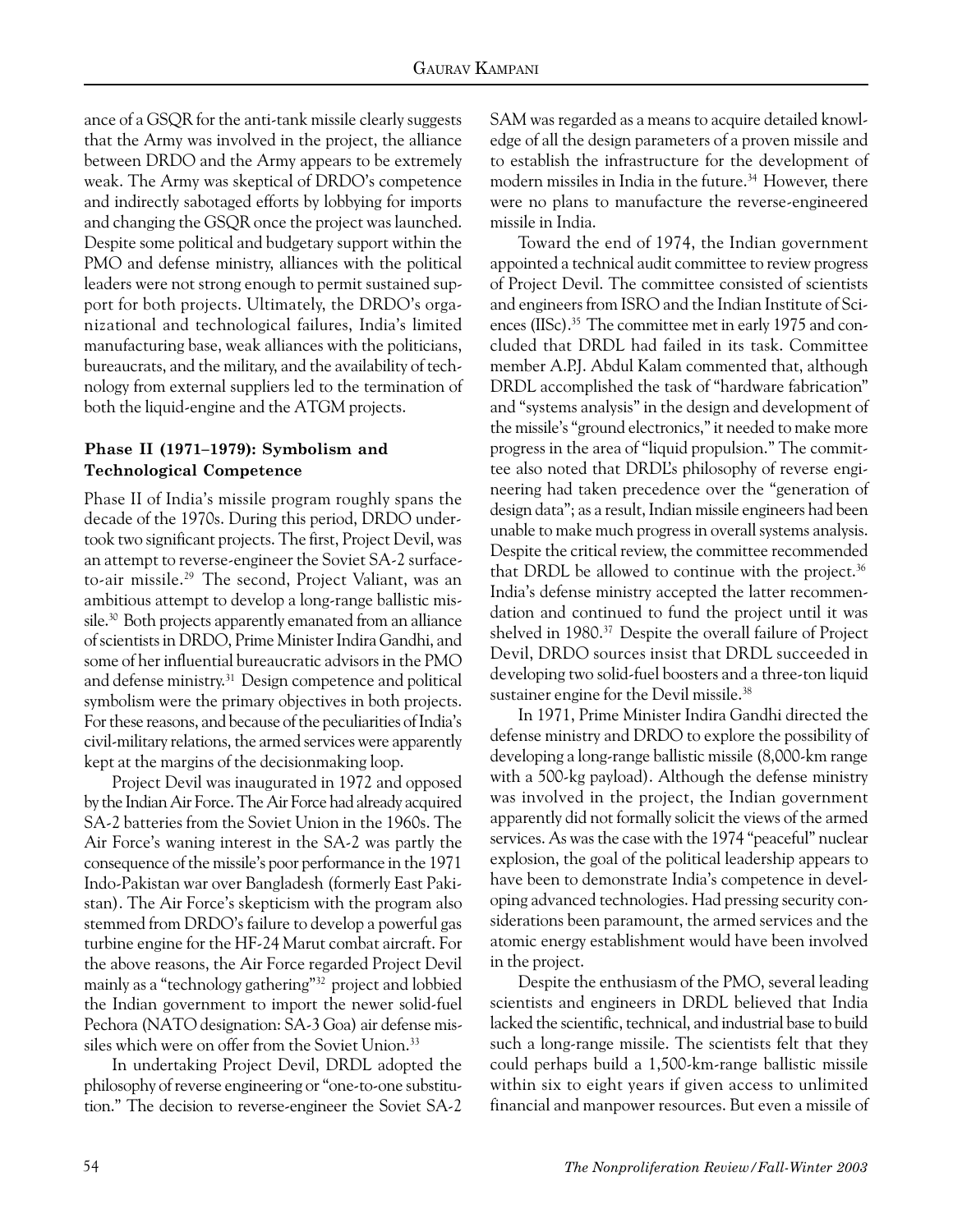ance of a GSQR for the anti-tank missile clearly suggests that the Army was involved in the project, the alliance between DRDO and the Army appears to be extremely weak. The Army was skeptical of DRDO's competence and indirectly sabotaged efforts by lobbying for imports and changing the GSQR once the project was launched. Despite some political and budgetary support within the PMO and defense ministry, alliances with the political leaders were not strong enough to permit sustained support for both projects. Ultimately, the DRDO's organizational and technological failures, India's limited manufacturing base, weak alliances with the politicians, bureaucrats, and the military, and the availability of technology from external suppliers led to the termination of both the liquid-engine and the ATGM projects.

### Phase II (1971–1979): Symbolism and Technological Competence

Phase II of India's missile program roughly spans the decade of the 1970s. During this period, DRDO undertook two significant projects. The first, Project Devil, was an attempt to reverse-engineer the Soviet SA-2 surface-to-air missile.[29] The second, Project Valiant, was an ambitious attempt to develop a long-range ballistic missile.[30] Both projects apparently emanated from an alliance of scientists in DRDO, Prime Minister Indira Gandhi, and some of her influential bureaucratic advisors in the PMO and defense ministry.[31] Design competence and political symbolism were the primary objectives in both projects. For these reasons, and because of the peculiarities of India's civil-military relations, the armed services were apparently kept at the margins of the decisionmaking loop.

Project Devil was inaugurated in 1972 and opposed by the Indian Air Force. The Air Force had already acquired SA-2 batteries from the Soviet Union in the 1960s. The Air Force's waning interest in the SA-2 was partly the consequence of the missile's poor performance in the 1971 Indo-Pakistan war over Bangladesh (formerly East Pakistan). The Air Force's skepticism with the program also stemmed from DRDO's failure to develop a powerful gas turbine engine for the HF-24 Marut combat aircraft. For the above reasons, the Air Force regarded Project Devil mainly as a "technology gathering"[32] project and lobbied the Indian government to import the newer solid-fuel Pechora (NATO designation: SA-3 Goa) air defense missiles which were on offer from the Soviet Union.[33]

In undertaking Project Devil, DRDL adopted the philosophy of reverse engineering or "one-to-one substitution." The decision to reverse-engineer the Soviet SA-2 SAM was regarded as a means to acquire detailed knowledge of all the design parameters of a proven missile and to establish the infrastructure for the development of modern missiles in India in the future.[34] However, there were no plans to manufacture the reverse-engineered missile in India.

Toward the end of 1974, the Indian government appointed a technical audit committee to review progress of Project Devil. The committee consisted of scientists and engineers from ISRO and the Indian Institute of Sciences (IISc).[35] The committee met in early 1975 and concluded that DRDL had failed in its task. Committee member A.P.J. Abdul Kalam commented that, although DRDL accomplished the task of "hardware fabrication" and "systems analysis" in the design and development of the missile's "ground electronics," it needed to make more progress in the area of "liquid propulsion." The committee also noted that DRDL's philosophy of reverse engineering had taken precedence over the "generation of design data"; as a result, Indian missile engineers had been unable to make much progress in overall systems analysis. Despite the critical review, the committee recommended that DRDL be allowed to continue with the project.[36] India's defense ministry accepted the latter recommendation and continued to fund the project until it was shelved in 1980.[37] Despite the overall failure of Project Devil, DRDO sources insist that DRDL succeeded in developing two solid-fuel boosters and a three-ton liquid sustainer engine for the Devil missile.[38]

In 1971, Prime Minister Indira Gandhi directed the defense ministry and DRDO to explore the possibility of developing a long-range ballistic missile (8,000-km range with a 500-kg payload). Although the defense ministry was involved in the project, the Indian government apparently did not formally solicit the views of the armed services. As was the case with the 1974 "peaceful" nuclear explosion, the goal of the political leadership appears to have been to demonstrate India's competence in developing advanced technologies. Had pressing security considerations been paramount, the armed services and the atomic energy establishment would have been involved in the project.

Despite the enthusiasm of the PMO, several leading scientists and engineers in DRDL believed that India lacked the scientific, technical, and industrial base to build such a long-range missile. The scientists felt that they could perhaps build a 1,500-km-range ballistic missile within six to eight years if given access to unlimited financial and manpower resources. But even a missile of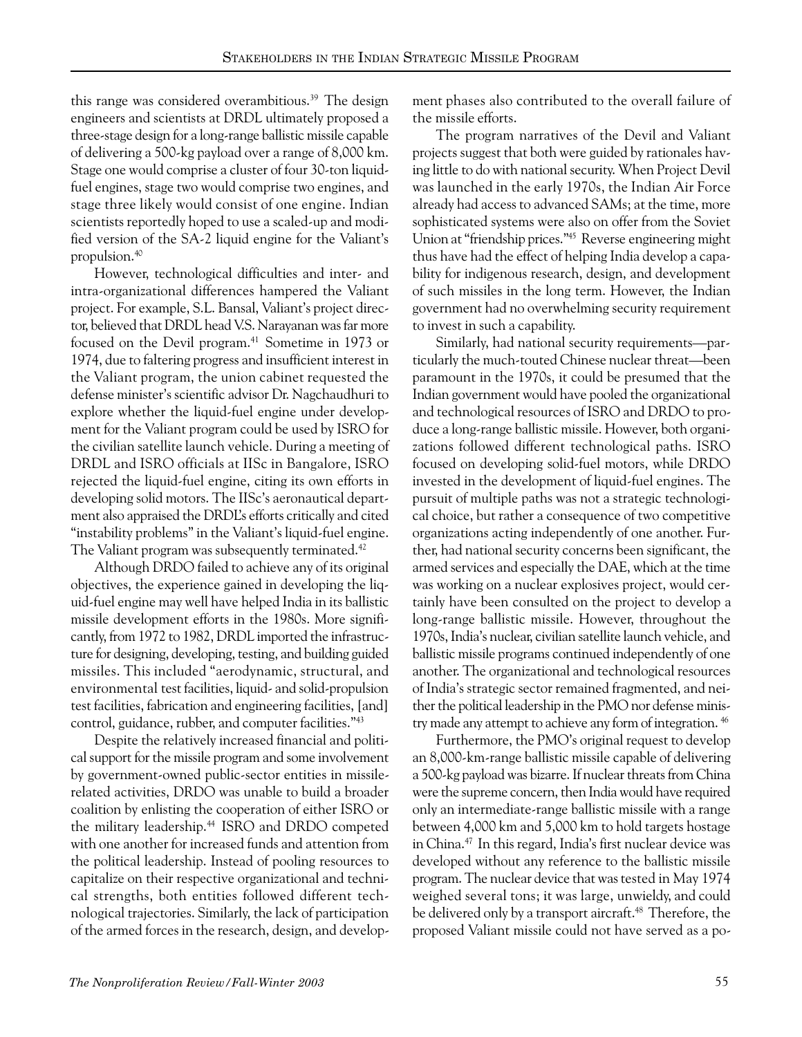this range was considered overambitious.[39] The design engineers and scientists at DRDL ultimately proposed a three-stage design for a long-range ballistic missile capable of delivering a 500-kg payload over a range of 8,000 km. Stage one would comprise a cluster of four 30-ton liquid-fuel engines, stage two would comprise two engines, and stage three likely would consist of one engine. Indian scientists reportedly hoped to use a scaled-up and modified version of the SA-2 liquid engine for the Valiant's propulsion.[40]

However, technological difficulties and inter- and intra-organizational differences hampered the Valiant project. For example, S.L. Bansal, Valiant's project director, believed that DRDL head V.S. Narayanan was far more focused on the Devil program.[41] Sometime in 1973 or 1974, due to faltering progress and insufficient interest in the Valiant program, the union cabinet requested the defense minister's scientific advisor Dr. Nagchaudhuri to explore whether the liquid-fuel engine under development for the Valiant program could be used by ISRO for the civilian satellite launch vehicle. During a meeting of DRDL and ISRO officials at IISc in Bangalore, ISRO rejected the liquid-fuel engine, citing its own efforts in developing solid motors. The IISc's aeronautical department also appraised the DRDL's efforts critically and cited "instability problems" in the Valiant's liquid-fuel engine. The Valiant program was subsequently terminated.[42]

Although DRDO failed to achieve any of its original objectives, the experience gained in developing the liquid-fuel engine may well have helped India in its ballistic missile development efforts in the 1980s. More significantly, from 1972 to 1982, DRDL imported the infrastructure for designing, developing, testing, and building guided missiles. This included "aerodynamic, structural, and environmental test facilities, liquid- and solid-propulsion test facilities, fabrication and engineering facilities, [and] control, guidance, rubber, and computer facilities."[43]

Despite the relatively increased financial and political support for the missile program and some involvement by government-owned public-sector entities in missile-related activities, DRDO was unable to build a broader coalition by enlisting the cooperation of either ISRO or the military leadership.[44] ISRO and DRDO competed with one another for increased funds and attention from the political leadership. Instead of pooling resources to capitalize on their respective organizational and technical strengths, both entities followed different technological trajectories. Similarly, the lack of participation of the armed forces in the research, design, and development phases also contributed to the overall failure of the missile efforts.

The program narratives of the Devil and Valiant projects suggest that both were guided by rationales having little to do with national security. When Project Devil was launched in the early 1970s, the Indian Air Force already had access to advanced SAMs; at the time, more sophisticated systems were also on offer from the Soviet Union at "friendship prices."[45] Reverse engineering might thus have had the effect of helping India develop a capability for indigenous research, design, and development of such missiles in the long term. However, the Indian government had no overwhelming security requirement to invest in such a capability.

Similarly, had national security requirements—particularly the much-touted Chinese nuclear threat—been paramount in the 1970s, it could be presumed that the Indian government would have pooled the organizational and technological resources of ISRO and DRDO to produce a long-range ballistic missile. However, both organizations followed different technological paths. ISRO focused on developing solid-fuel motors, while DRDO invested in the development of liquid-fuel engines. The pursuit of multiple paths was not a strategic technological choice, but rather a consequence of two competitive organizations acting independently of one another. Further, had national security concerns been significant, the armed services and especially the DAE, which at the time was working on a nuclear explosives project, would certainly have been consulted on the project to develop a long-range ballistic missile. However, throughout the 1970s, India's nuclear, civilian satellite launch vehicle, and ballistic missile programs continued independently of one another. The organizational and technological resources of India's strategic sector remained fragmented, and neither the political leadership in the PMO nor defense ministry made any attempt to achieve any form of integration.[46]

Furthermore, the PMO's original request to develop an 8,000-km-range ballistic missile capable of delivering a 500-kg payload was bizarre. If nuclear threats from China were the supreme concern, then India would have required only an intermediate-range ballistic missile with a range between 4,000 km and 5,000 km to hold targets hostage in China.[47] In this regard, India's first nuclear device was developed without any reference to the ballistic missile program. The nuclear device that was tested in May 1974 weighed several tons; it was large, unwieldy, and could be delivered only by a transport aircraft.[48] Therefore, the proposed Valiant missile could not have served as a po-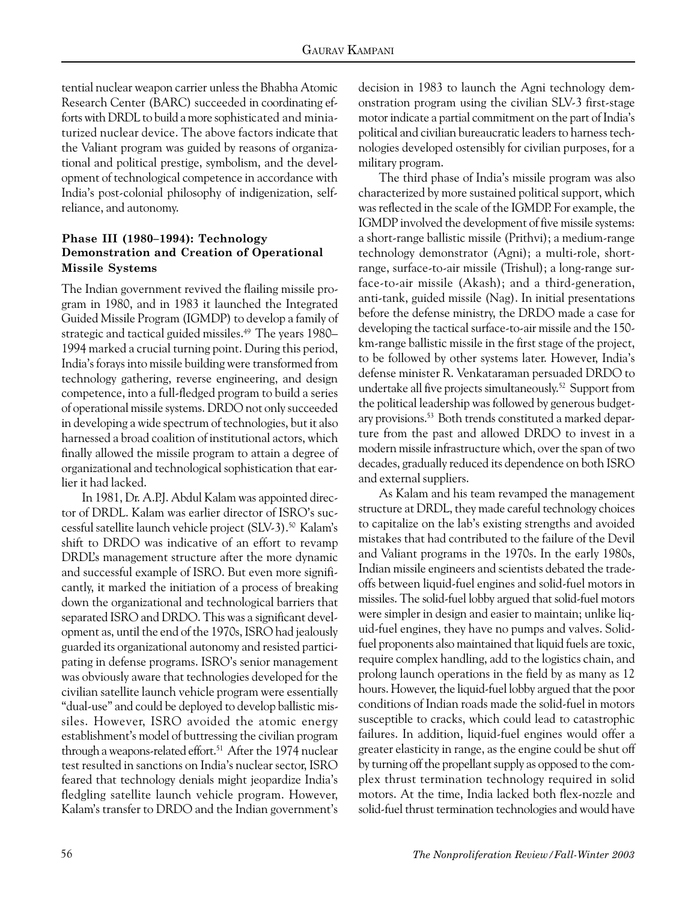tential nuclear weapon carrier unless the Bhabha Atomic Research Center (BARC) succeeded in coordinating efforts with DRDL to build a more sophisticated and miniaturized nuclear device. The above factors indicate that the Valiant program was guided by reasons of organizational and political prestige, symbolism, and the development of technological competence in accordance with India's post-colonial philosophy of indigenization, self-reliance, and autonomy.

**Phase III (1980–1994): Technology Demonstration and Creation of Operational Missile Systems**

The Indian government revived the flailing missile program in 1980, and in 1983 it launched the Integrated Guided Missile Program (IGMDP) to develop a family of strategic and tactical guided missiles.[49] The years 1980–1994 marked a crucial turning point. During this period, India's forays into missile building were transformed from technology gathering, reverse engineering, and design competence, into a full-fledged program to build a series of operational missile systems. DRDO not only succeeded in developing a wide spectrum of technologies, but it also harnessed a broad coalition of institutional actors, which finally allowed the missile program to attain a degree of organizational and technological sophistication that earlier it had lacked.

In 1981, Dr. A.P.J. Abdul Kalam was appointed director of DRDL. Kalam was earlier director of ISRO's successful satellite launch vehicle project (SLV-3).[50] Kalam's shift to DRDO was indicative of an effort to revamp DRDL's management structure after the more dynamic and successful example of ISRO. But even more significantly, it marked the initiation of a process of breaking down the organizational and technological barriers that separated ISRO and DRDO. This was a significant development as, until the end of the 1970s, ISRO had jealously guarded its organizational autonomy and resisted participating in defense programs. ISRO's senior management was obviously aware that technologies developed for the civilian satellite launch vehicle program were essentially "dual-use" and could be deployed to develop ballistic missiles. However, ISRO avoided the atomic energy establishment's model of buttressing the civilian program through a weapons-related effort.[51] After the 1974 nuclear test resulted in sanctions on India's nuclear sector, ISRO feared that technology denials might jeopardize India's fledgling satellite launch vehicle program. However, Kalam's transfer to DRDO and the Indian government's decision in 1983 to launch the Agni technology demonstration program using the civilian SLV-3 first-stage motor indicate a partial commitment on the part of India's political and civilian bureaucratic leaders to harness technologies developed ostensibly for civilian purposes, for a military program.

The third phase of India's missile program was also characterized by more sustained political support, which was reflected in the scale of the IGMDP. For example, the IGMDP involved the development of five missile systems: a short-range ballistic missile (Prithvi); a medium-range technology demonstrator (Agni); a multi-role, short-range, surface-to-air missile (Trishul); a long-range surface-to-air missile (Akash); and a third-generation, anti-tank, guided missile (Nag). In initial presentations before the defense ministry, the DRDO made a case for developing the tactical surface-to-air missile and the 150-km-range ballistic missile in the first stage of the project, to be followed by other systems later. However, India's defense minister R. Venkataraman persuaded DRDO to undertake all five projects simultaneously.[52] Support from the political leadership was followed by generous budgetary provisions.[53] Both trends constituted a marked departure from the past and allowed DRDO to invest in a modern missile infrastructure which, over the span of two decades, gradually reduced its dependence on both ISRO and external suppliers.

As Kalam and his team revamped the management structure at DRDL, they made careful technology choices to capitalize on the lab's existing strengths and avoided mistakes that had contributed to the failure of the Devil and Valiant programs in the 1970s. In the early 1980s, Indian missile engineers and scientists debated the tradeoffs between liquid-fuel engines and solid-fuel motors in missiles. The solid-fuel lobby argued that solid-fuel motors were simpler in design and easier to maintain; unlike liquid-fuel engines, they have no pumps and valves. Solid-fuel proponents also maintained that liquid fuels are toxic, require complex handling, add to the logistics chain, and prolong launch operations in the field by as many as 12 hours. However, the liquid-fuel lobby argued that the poor conditions of Indian roads made the solid-fuel in motors susceptible to cracks, which could lead to catastrophic failures. In addition, liquid-fuel engines would offer a greater elasticity in range, as the engine could be shut off by turning off the propellant supply as opposed to the complex thrust termination technology required in solid motors. At the time, India lacked both flex-nozzle and solid-fuel thrust termination technologies and would have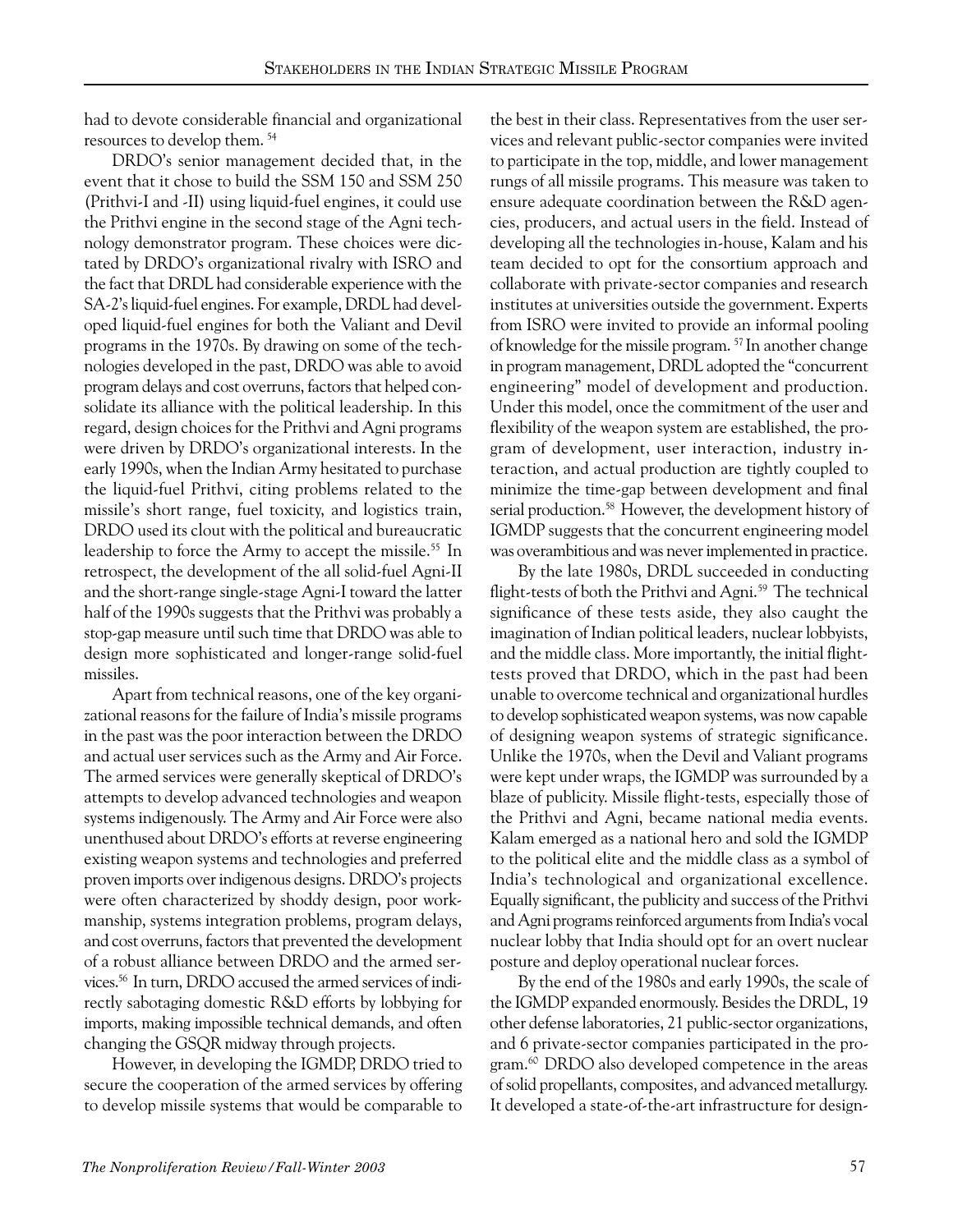had to devote considerable financial and organizational resources to develop them. [54]

DRDO's senior management decided that, in the event that it chose to build the SSM 150 and SSM 250 (Prithvi-I and -II) using liquid-fuel engines, it could use the Prithvi engine in the second stage of the Agni technology demonstrator program. These choices were dictated by DRDO's organizational rivalry with ISRO and the fact that DRDL had considerable experience with the SA-2's liquid-fuel engines. For example, DRDL had developed liquid-fuel engines for both the Valiant and Devil programs in the 1970s. By drawing on some of the technologies developed in the past, DRDO was able to avoid program delays and cost overruns, factors that helped consolidate its alliance with the political leadership. In this regard, design choices for the Prithvi and Agni programs were driven by DRDO's organizational interests. In the early 1990s, when the Indian Army hesitated to purchase the liquid-fuel Prithvi, citing problems related to the missile's short range, fuel toxicity, and logistics train, DRDO used its clout with the political and bureaucratic leadership to force the Army to accept the missile.[55] In retrospect, the development of the all solid-fuel Agni-II and the short-range single-stage Agni-I toward the latter half of the 1990s suggests that the Prithvi was probably a stop-gap measure until such time that DRDO was able to design more sophisticated and longer-range solid-fuel missiles.

Apart from technical reasons, one of the key organizational reasons for the failure of India's missile programs in the past was the poor interaction between the DRDO and actual user services such as the Army and Air Force. The armed services were generally skeptical of DRDO's attempts to develop advanced technologies and weapon systems indigenously. The Army and Air Force were also unenthused about DRDO's efforts at reverse engineering existing weapon systems and technologies and preferred proven imports over indigenous designs. DRDO's projects were often characterized by shoddy design, poor workmanship, systems integration problems, program delays, and cost overruns, factors that prevented the development of a robust alliance between DRDO and the armed services.[56] In turn, DRDO accused the armed services of indirectly sabotaging domestic R&D efforts by lobbying for imports, making impossible technical demands, and often changing the GSQR midway through projects.

However, in developing the IGMDP, DRDO tried to secure the cooperation of the armed services by offering to develop missile systems that would be comparable to the best in their class. Representatives from the user services and relevant public-sector companies were invited to participate in the top, middle, and lower management rungs of all missile programs. This measure was taken to ensure adequate coordination between the R&D agencies, producers, and actual users in the field. Instead of developing all the technologies in-house, Kalam and his team decided to opt for the consortium approach and collaborate with private-sector companies and research institutes at universities outside the government. Experts from ISRO were invited to provide an informal pooling of knowledge for the missile program. [57] In another change in program management, DRDL adopted the "concurrent engineering" model of development and production. Under this model, once the commitment of the user and flexibility of the weapon system are established, the program of development, user interaction, industry interaction, and actual production are tightly coupled to minimize the time-gap between development and final serial production.[58] However, the development history of IGMDP suggests that the concurrent engineering model was overambitious and was never implemented in practice.

By the late 1980s, DRDL succeeded in conducting flight-tests of both the Prithvi and Agni.[59] The technical significance of these tests aside, they also caught the imagination of Indian political leaders, nuclear lobbyists, and the middle class. More importantly, the initial flight-tests proved that DRDO, which in the past had been unable to overcome technical and organizational hurdles to develop sophisticated weapon systems, was now capable of designing weapon systems of strategic significance. Unlike the 1970s, when the Devil and Valiant programs were kept under wraps, the IGMDP was surrounded by a blaze of publicity. Missile flight-tests, especially those of the Prithvi and Agni, became national media events. Kalam emerged as a national hero and sold the IGMDP to the political elite and the middle class as a symbol of India's technological and organizational excellence. Equally significant, the publicity and success of the Prithvi and Agni programs reinforced arguments from India's vocal nuclear lobby that India should opt for an overt nuclear posture and deploy operational nuclear forces.

By the end of the 1980s and early 1990s, the scale of the IGMDP expanded enormously. Besides the DRDL, 19 other defense laboratories, 21 public-sector organizations, and 6 private-sector companies participated in the program.[60] DRDO also developed competence in the areas of solid propellants, composites, and advanced metallurgy. It developed a state-of-the-art infrastructure for design-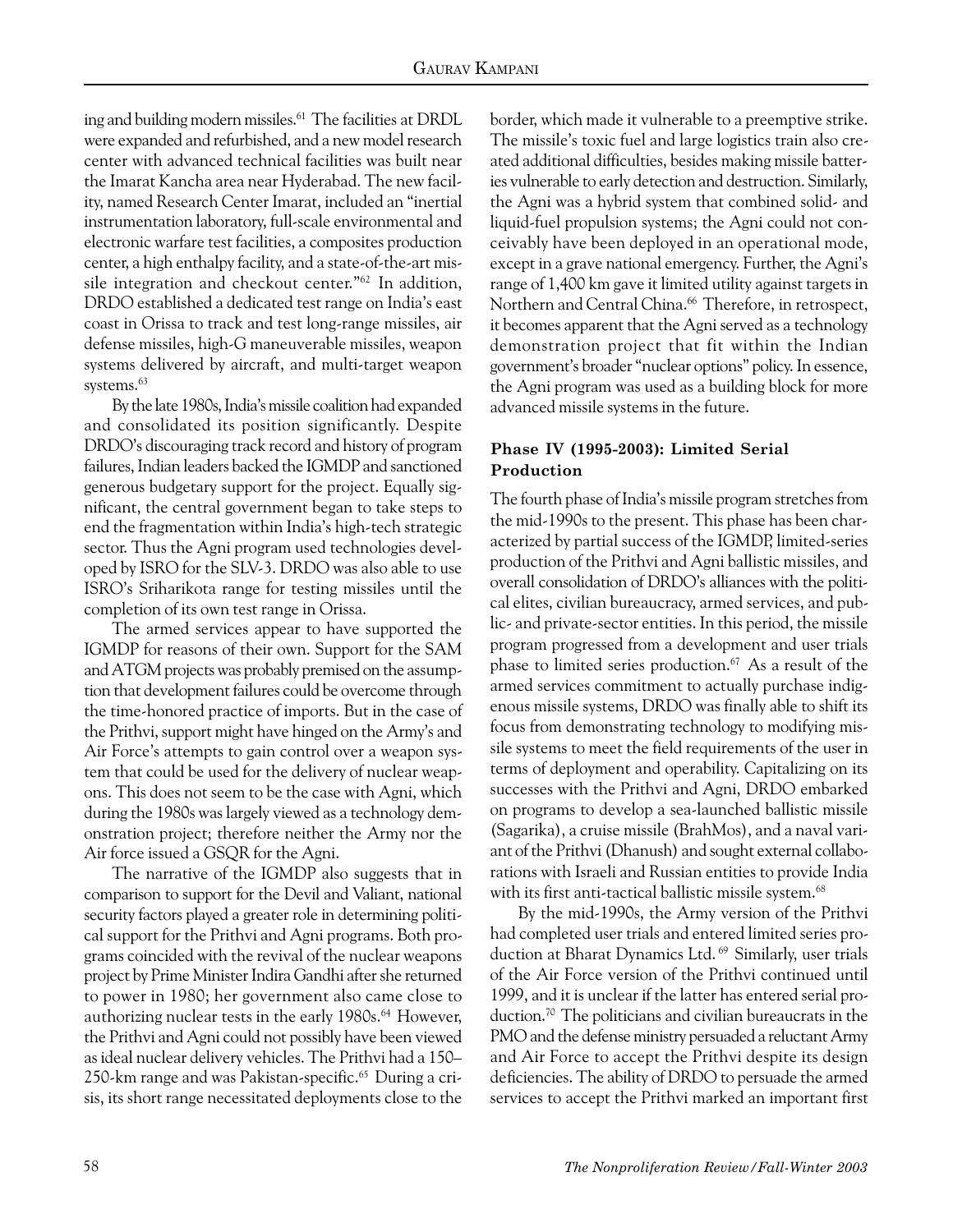ing and building modern missiles.[61] The facilities at DRDL were expanded and refurbished, and a new model research center with advanced technical facilities was built near the Imarat Kancha area near Hyderabad. The new facility, named Research Center Imarat, included an "inertial instrumentation laboratory, full-scale environmental and electronic warfare test facilities, a composites production center, a high enthalpy facility, and a state-of-the-art missile integration and checkout center."[62] In addition, DRDO established a dedicated test range on India's east coast in Orissa to track and test long-range missiles, air defense missiles, high-G maneuverable missiles, weapon systems delivered by aircraft, and multi-target weapon systems.[63]

By the late 1980s, India's missile coalition had expanded and consolidated its position significantly. Despite DRDO's discouraging track record and history of program failures, Indian leaders backed the IGMDP and sanctioned generous budgetary support for the project. Equally significant, the central government began to take steps to end the fragmentation within India's high-tech strategic sector. Thus the Agni program used technologies developed by ISRO for the SLV-3. DRDO was also able to use ISRO's Sriharikota range for testing missiles until the completion of its own test range in Orissa.

The armed services appear to have supported the IGMDP for reasons of their own. Support for the SAM and ATGM projects was probably premised on the assumption that development failures could be overcome through the time-honored practice of imports. But in the case of the Prithvi, support might have hinged on the Army's and Air Force's attempts to gain control over a weapon system that could be used for the delivery of nuclear weapons. This does not seem to be the case with Agni, which during the 1980s was largely viewed as a technology demonstration project; therefore neither the Army nor the Air force issued a GSQR for the Agni.

The narrative of the IGMDP also suggests that in comparison to support for the Devil and Valiant, national security factors played a greater role in determining political support for the Prithvi and Agni programs. Both programs coincided with the revival of the nuclear weapons project by Prime Minister Indira Gandhi after she returned to power in 1980; her government also came close to authorizing nuclear tests in the early 1980s.[64] However, the Prithvi and Agni could not possibly have been viewed as ideal nuclear delivery vehicles. The Prithvi had a 150–250-km range and was Pakistan-specific.[65] During a crisis, its short range necessitated deployments close to the border, which made it vulnerable to a preemptive strike. The missile's toxic fuel and large logistics train also created additional difficulties, besides making missile batteries vulnerable to early detection and destruction. Similarly, the Agni was a hybrid system that combined solid- and liquid-fuel propulsion systems; the Agni could not conceivably have been deployed in an operational mode, except in a grave national emergency. Further, the Agni's range of 1,400 km gave it limited utility against targets in Northern and Central China.[66] Therefore, in retrospect, it becomes apparent that the Agni served as a technology demonstration project that fit within the Indian government's broader "nuclear options" policy. In essence, the Agni program was used as a building block for more advanced missile systems in the future.

### Phase IV (1995-2003): Limited Serial Production

The fourth phase of India's missile program stretches from the mid-1990s to the present. This phase has been characterized by partial success of the IGMDP, limited-series production of the Prithvi and Agni ballistic missiles, and overall consolidation of DRDO's alliances with the political elites, civilian bureaucracy, armed services, and public- and private-sector entities. In this period, the missile program progressed from a development and user trials phase to limited series production.[67] As a result of the armed services commitment to actually purchase indigenous missile systems, DRDO was finally able to shift its focus from demonstrating technology to modifying missile systems to meet the field requirements of the user in terms of deployment and operability. Capitalizing on its successes with the Prithvi and Agni, DRDO embarked on programs to develop a sea-launched ballistic missile (Sagarika), a cruise missile (BrahMos), and a naval variant of the Prithvi (Dhanush) and sought external collaborations with Israeli and Russian entities to provide India with its first anti-tactical ballistic missile system.[68]

By the mid-1990s, the Army version of the Prithvi had completed user trials and entered limited series production at Bharat Dynamics Ltd.[69] Similarly, user trials of the Air Force version of the Prithvi continued until 1999, and it is unclear if the latter has entered serial production.[70] The politicians and civilian bureaucrats in the PMO and the defense ministry persuaded a reluctant Army and Air Force to accept the Prithvi despite its design deficiencies. The ability of DRDO to persuade the armed services to accept the Prithvi marked an important first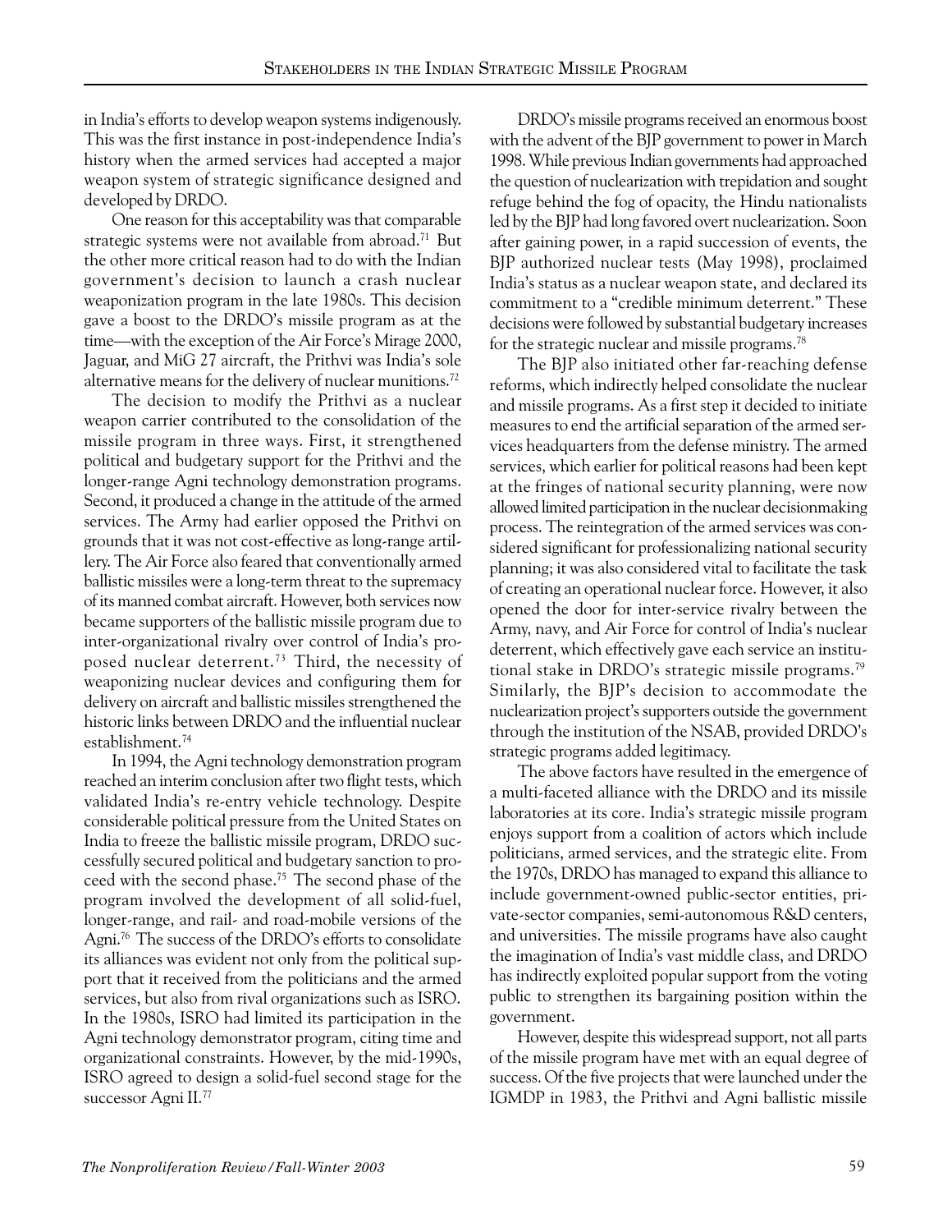in India's efforts to develop weapon systems indigenously. This was the first instance in post-independence India's history when the armed services had accepted a major weapon system of strategic significance designed and developed by DRDO.

One reason for this acceptability was that comparable strategic systems were not available from abroad.[71] But the other more critical reason had to do with the Indian government's decision to launch a crash nuclear weaponization program in the late 1980s. This decision gave a boost to the DRDO's missile program as at the time—with the exception of the Air Force's Mirage 2000, Jaguar, and MiG 27 aircraft, the Prithvi was India's sole alternative means for the delivery of nuclear munitions.[72]

The decision to modify the Prithvi as a nuclear weapon carrier contributed to the consolidation of the missile program in three ways. First, it strengthened political and budgetary support for the Prithvi and the longer-range Agni technology demonstration programs. Second, it produced a change in the attitude of the armed services. The Army had earlier opposed the Prithvi on grounds that it was not cost-effective as long-range artillery. The Air Force also feared that conventionally armed ballistic missiles were a long-term threat to the supremacy of its manned combat aircraft. However, both services now became supporters of the ballistic missile program due to inter-organizational rivalry over control of India's proposed nuclear deterrent.[73] Third, the necessity of weaponizing nuclear devices and configuring them for delivery on aircraft and ballistic missiles strengthened the historic links between DRDO and the influential nuclear establishment.[74]

In 1994, the Agni technology demonstration program reached an interim conclusion after two flight tests, which validated India's re-entry vehicle technology. Despite considerable political pressure from the United States on India to freeze the ballistic missile program, DRDO successfully secured political and budgetary sanction to proceed with the second phase.[75] The second phase of the program involved the development of all solid-fuel, longer-range, and rail- and road-mobile versions of the Agni.[76] The success of the DRDO's efforts to consolidate its alliances was evident not only from the political support that it received from the politicians and the armed services, but also from rival organizations such as ISRO. In the 1980s, ISRO had limited its participation in the Agni technology demonstrator program, citing time and organizational constraints. However, by the mid-1990s, ISRO agreed to design a solid-fuel second stage for the successor Agni II.[77]

DRDO's missile programs received an enormous boost with the advent of the BJP government to power in March 1998. While previous Indian governments had approached the question of nuclearization with trepidation and sought refuge behind the fog of opacity, the Hindu nationalists led by the BJP had long favored overt nuclearization. Soon after gaining power, in a rapid succession of events, the BJP authorized nuclear tests (May 1998), proclaimed India's status as a nuclear weapon state, and declared its commitment to a "credible minimum deterrent." These decisions were followed by substantial budgetary increases for the strategic nuclear and missile programs.[78]

The BJP also initiated other far-reaching defense reforms, which indirectly helped consolidate the nuclear and missile programs. As a first step it decided to initiate measures to end the artificial separation of the armed services headquarters from the defense ministry. The armed services, which earlier for political reasons had been kept at the fringes of national security planning, were now allowed limited participation in the nuclear decisionmaking process. The reintegration of the armed services was considered significant for professionalizing national security planning; it was also considered vital to facilitate the task of creating an operational nuclear force. However, it also opened the door for inter-service rivalry between the Army, navy, and Air Force for control of India's nuclear deterrent, which effectively gave each service an institutional stake in DRDO's strategic missile programs.[79] Similarly, the BJP's decision to accommodate the nuclearization project's supporters outside the government through the institution of the NSAB, provided DRDO's strategic programs added legitimacy.

The above factors have resulted in the emergence of a multi-faceted alliance with the DRDO and its missile laboratories at its core. India's strategic missile program enjoys support from a coalition of actors which include politicians, armed services, and the strategic elite. From the 1970s, DRDO has managed to expand this alliance to include government-owned public-sector entities, private-sector companies, semi-autonomous R&D centers, and universities. The missile programs have also caught the imagination of India's vast middle class, and DRDO has indirectly exploited popular support from the voting public to strengthen its bargaining position within the government.

However, despite this widespread support, not all parts of the missile program have met with an equal degree of success. Of the five projects that were launched under the IGMDP in 1983, the Prithvi and Agni ballistic missile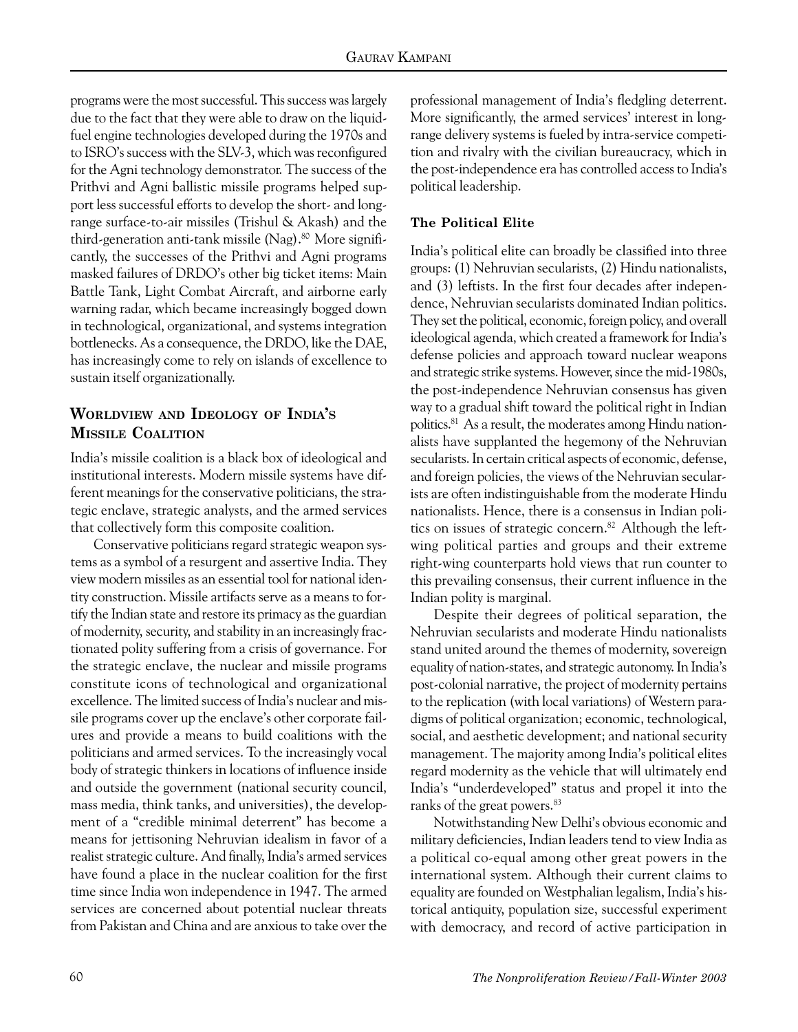programs were the most successful. This success was largely due to the fact that they were able to draw on the liquid-fuel engine technologies developed during the 1970s and to ISRO's success with the SLV-3, which was reconfigured for the Agni technology demonstrator. The success of the Prithvi and Agni ballistic missile programs helped support less successful efforts to develop the short- and long-range surface-to-air missiles (Trishul & Akash) and the third-generation anti-tank missile (Nag).[80] More significantly, the successes of the Prithvi and Agni programs masked failures of DRDO's other big ticket items: Main Battle Tank, Light Combat Aircraft, and airborne early warning radar, which became increasingly bogged down in technological, organizational, and systems integration bottlenecks. As a consequence, the DRDO, like the DAE, has increasingly come to rely on islands of excellence to sustain itself organizationally.

## WORLDVIEW AND IDEOLOGY OF INDIA'S MISSILE COALITION

India's missile coalition is a black box of ideological and institutional interests. Modern missile systems have different meanings for the conservative politicians, the strategic enclave, strategic analysts, and the armed services that collectively form this composite coalition.

Conservative politicians regard strategic weapon systems as a symbol of a resurgent and assertive India. They view modern missiles as an essential tool for national identity construction. Missile artifacts serve as a means to fortify the Indian state and restore its primacy as the guardian of modernity, security, and stability in an increasingly fractionated polity suffering from a crisis of governance. For the strategic enclave, the nuclear and missile programs constitute icons of technological and organizational excellence. The limited success of India's nuclear and missile programs cover up the enclave's other corporate failures and provide a means to build coalitions with the politicians and armed services. To the increasingly vocal body of strategic thinkers in locations of influence inside and outside the government (national security council, mass media, think tanks, and universities), the development of a "credible minimal deterrent" has become a means for jettisoning Nehruvian idealism in favor of a realist strategic culture. And finally, India's armed services have found a place in the nuclear coalition for the first time since India won independence in 1947. The armed services are concerned about potential nuclear threats from Pakistan and China and are anxious to take over the professional management of India's fledgling deterrent. More significantly, the armed services' interest in long-range delivery systems is fueled by intra-service competition and rivalry with the civilian bureaucracy, which in the post-independence era has controlled access to India's political leadership.

### The Political Elite

India's political elite can broadly be classified into three groups: (1) Nehruvian secularists, (2) Hindu nationalists, and (3) leftists. In the first four decades after independence, Nehruvian secularists dominated Indian politics. They set the political, economic, foreign policy, and overall ideological agenda, which created a framework for India's defense policies and approach toward nuclear weapons and strategic strike systems. However, since the mid-1980s, the post-independence Nehruvian consensus has given way to a gradual shift toward the political right in Indian politics.[81] As a result, the moderates among Hindu nationalists have supplanted the hegemony of the Nehruvian secularists. In certain critical aspects of economic, defense, and foreign policies, the views of the Nehruvian secularists are often indistinguishable from the moderate Hindu nationalists. Hence, there is a consensus in Indian politics on issues of strategic concern.[82] Although the left-wing political parties and groups and their extreme right-wing counterparts hold views that run counter to this prevailing consensus, their current influence in the Indian polity is marginal.

Despite their degrees of political separation, the Nehruvian secularists and moderate Hindu nationalists stand united around the themes of modernity, sovereign equality of nation-states, and strategic autonomy. In India's post-colonial narrative, the project of modernity pertains to the replication (with local variations) of Western paradigms of political organization; economic, technological, social, and aesthetic development; and national security management. The majority among India's political elites regard modernity as the vehicle that will ultimately end India's "underdeveloped" status and propel it into the ranks of the great powers.[83]

Notwithstanding New Delhi's obvious economic and military deficiencies, Indian leaders tend to view India as a political co-equal among other great powers in the international system. Although their current claims to equality are founded on Westphalian legalism, India's historical antiquity, population size, successful experiment with democracy, and record of active participation in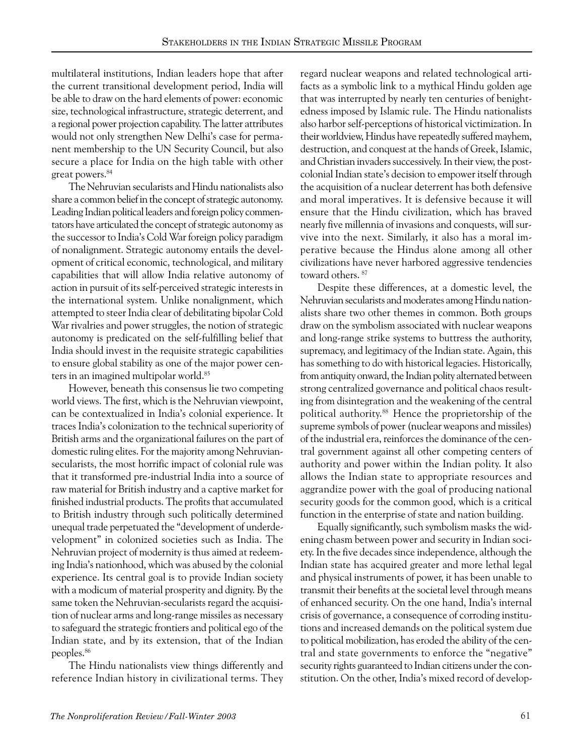multilateral institutions, Indian leaders hope that after the current transitional development period, India will be able to draw on the hard elements of power: economic size, technological infrastructure, strategic deterrent, and a regional power projection capability. The latter attributes would not only strengthen New Delhi's case for permanent membership to the UN Security Council, but also secure a place for India on the high table with other great powers.[84]

The Nehruvian secularists and Hindu nationalists also share a common belief in the concept of strategic autonomy. Leading Indian political leaders and foreign policy commentators have articulated the concept of strategic autonomy as the successor to India's Cold War foreign policy paradigm of nonalignment. Strategic autonomy entails the development of critical economic, technological, and military capabilities that will allow India relative autonomy of action in pursuit of its self-perceived strategic interests in the international system. Unlike nonalignment, which attempted to steer India clear of debilitating bipolar Cold War rivalries and power struggles, the notion of strategic autonomy is predicated on the self-fulfilling belief that India should invest in the requisite strategic capabilities to ensure global stability as one of the major power centers in an imagined multipolar world.[85]

However, beneath this consensus lie two competing world views. The first, which is the Nehruvian viewpoint, can be contextualized in India's colonial experience. It traces India's colonization to the technical superiority of British arms and the organizational failures on the part of domestic ruling elites. For the majority among Nehruvian-secularists, the most horrific impact of colonial rule was that it transformed pre-industrial India into a source of raw material for British industry and a captive market for finished industrial products. The profits that accumulated to British industry through such politically determined unequal trade perpetuated the "development of underdevelopment" in colonized societies such as India. The Nehruvian project of modernity is thus aimed at redeeming India's nationhood, which was abused by the colonial experience. Its central goal is to provide Indian society with a modicum of material prosperity and dignity. By the same token the Nehruvian-secularists regard the acquisition of nuclear arms and long-range missiles as necessary to safeguard the strategic frontiers and political ego of the Indian state, and by its extension, that of the Indian peoples.[86]

The Hindu nationalists view things differently and reference Indian history in civilizational terms. They regard nuclear weapons and related technological artifacts as a symbolic link to a mythical Hindu golden age that was interrupted by nearly ten centuries of benightedness imposed by Islamic rule. The Hindu nationalists also harbor self-perceptions of historical victimization. In their worldview, Hindus have repeatedly suffered mayhem, destruction, and conquest at the hands of Greek, Islamic, and Christian invaders successively. In their view, the post-colonial Indian state's decision to empower itself through the acquisition of a nuclear deterrent has both defensive and moral imperatives. It is defensive because it will ensure that the Hindu civilization, which has braved nearly five millennia of invasions and conquests, will survive into the next. Similarly, it also has a moral imperative because the Hindus alone among all other civilizations have never harbored aggressive tendencies toward others.[87]

Despite these differences, at a domestic level, the Nehruvian secularists and moderates among Hindu nationalists share two other themes in common. Both groups draw on the symbolism associated with nuclear weapons and long-range strike systems to buttress the authority, supremacy, and legitimacy of the Indian state. Again, this has something to do with historical legacies. Historically, from antiquity onward, the Indian polity alternated between strong centralized governance and political chaos resulting from disintegration and the weakening of the central political authority.[88] Hence the proprietorship of the supreme symbols of power (nuclear weapons and missiles) of the industrial era, reinforces the dominance of the central government against all other competing centers of authority and power within the Indian polity. It also allows the Indian state to appropriate resources and aggrandize power with the goal of producing national security goods for the common good, which is a critical function in the enterprise of state and nation building.

Equally significantly, such symbolism masks the widening chasm between power and security in Indian society. In the five decades since independence, although the Indian state has acquired greater and more lethal legal and physical instruments of power, it has been unable to transmit their benefits at the societal level through means of enhanced security. On the one hand, India's internal crisis of governance, a consequence of corroding institutions and increased demands on the political system due to political mobilization, has eroded the ability of the central and state governments to enforce the "negative" security rights guaranteed to Indian citizens under the constitution. On the other, India's mixed record of develop-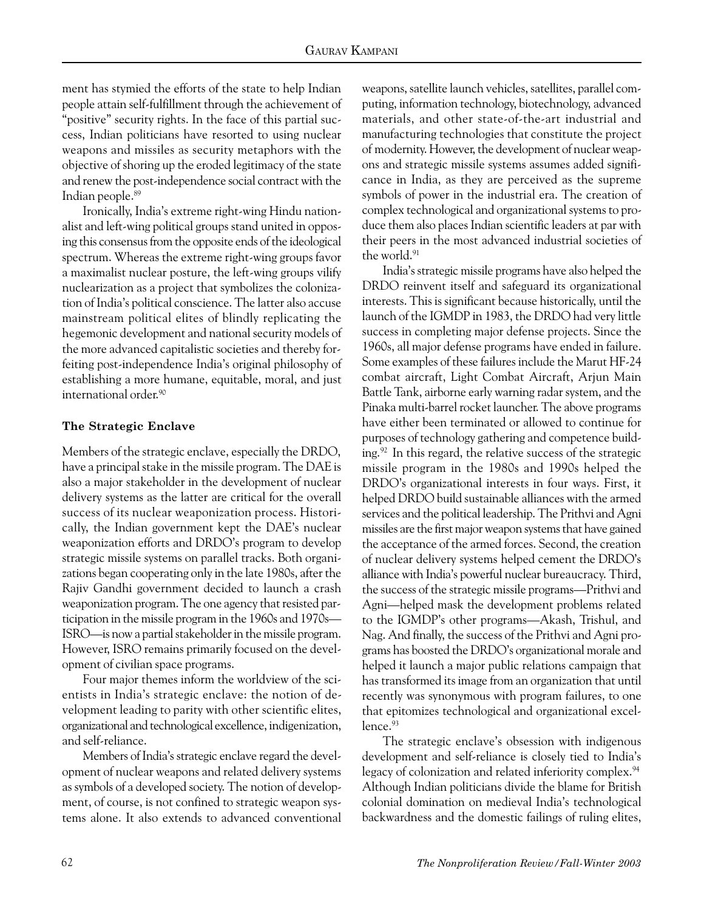ment has stymied the efforts of the state to help Indian people attain self-fulfillment through the achievement of "positive" security rights. In the face of this partial success, Indian politicians have resorted to using nuclear weapons and missiles as security metaphors with the objective of shoring up the eroded legitimacy of the state and renew the post-independence social contract with the Indian people.[89]

Ironically, India's extreme right-wing Hindu nationalist and left-wing political groups stand united in opposing this consensus from the opposite ends of the ideological spectrum. Whereas the extreme right-wing groups favor a maximalist nuclear posture, the left-wing groups vilify nuclearization as a project that symbolizes the colonization of India's political conscience. The latter also accuse mainstream political elites of blindly replicating the hegemonic development and national security models of the more advanced capitalistic societies and thereby forfeiting post-independence India's original philosophy of establishing a more humane, equitable, moral, and just international order.[90]

**The Strategic Enclave**

Members of the strategic enclave, especially the DRDO, have a principal stake in the missile program. The DAE is also a major stakeholder in the development of nuclear delivery systems as the latter are critical for the overall success of its nuclear weaponization process. Historically, the Indian government kept the DAE's nuclear weaponization efforts and DRDO's program to develop strategic missile systems on parallel tracks. Both organizations began cooperating only in the late 1980s, after the Rajiv Gandhi government decided to launch a crash weaponization program. The one agency that resisted participation in the missile program in the 1960s and 1970s—ISRO—is now a partial stakeholder in the missile program. However, ISRO remains primarily focused on the development of civilian space programs.

Four major themes inform the worldview of the scientists in India's strategic enclave: the notion of development leading to parity with other scientific elites, organizational and technological excellence, indigenization, and self-reliance.

Members of India's strategic enclave regard the development of nuclear weapons and related delivery systems as symbols of a developed society. The notion of development, of course, is not confined to strategic weapon systems alone. It also extends to advanced conventional weapons, satellite launch vehicles, satellites, parallel computing, information technology, biotechnology, advanced materials, and other state-of-the-art industrial and manufacturing technologies that constitute the project of modernity. However, the development of nuclear weapons and strategic missile systems assumes added significance in India, as they are perceived as the supreme symbols of power in the industrial era. The creation of complex technological and organizational systems to produce them also places Indian scientific leaders at par with their peers in the most advanced industrial societies of the world.[91]

India's strategic missile programs have also helped the DRDO reinvent itself and safeguard its organizational interests. This is significant because historically, until the launch of the IGMDP in 1983, the DRDO had very little success in completing major defense projects. Since the 1960s, all major defense programs have ended in failure. Some examples of these failures include the Marut HF-24 combat aircraft, Light Combat Aircraft, Arjun Main Battle Tank, airborne early warning radar system, and the Pinaka multi-barrel rocket launcher. The above programs have either been terminated or allowed to continue for purposes of technology gathering and competence building.[92] In this regard, the relative success of the strategic missile program in the 1980s and 1990s helped the DRDO's organizational interests in four ways. First, it helped DRDO build sustainable alliances with the armed services and the political leadership. The Prithvi and Agni missiles are the first major weapon systems that have gained the acceptance of the armed forces. Second, the creation of nuclear delivery systems helped cement the DRDO's alliance with India's powerful nuclear bureaucracy. Third, the success of the strategic missile programs—Prithvi and Agni—helped mask the development problems related to the IGMDP's other programs—Akash, Trishul, and Nag. And finally, the success of the Prithvi and Agni programs has boosted the DRDO's organizational morale and helped it launch a major public relations campaign that has transformed its image from an organization that until recently was synonymous with program failures, to one that epitomizes technological and organizational excellence.[93]

The strategic enclave's obsession with indigenous development and self-reliance is closely tied to India's legacy of colonization and related inferiority complex.[94] Although Indian politicians divide the blame for British colonial domination on medieval India's technological backwardness and the domestic failings of ruling elites,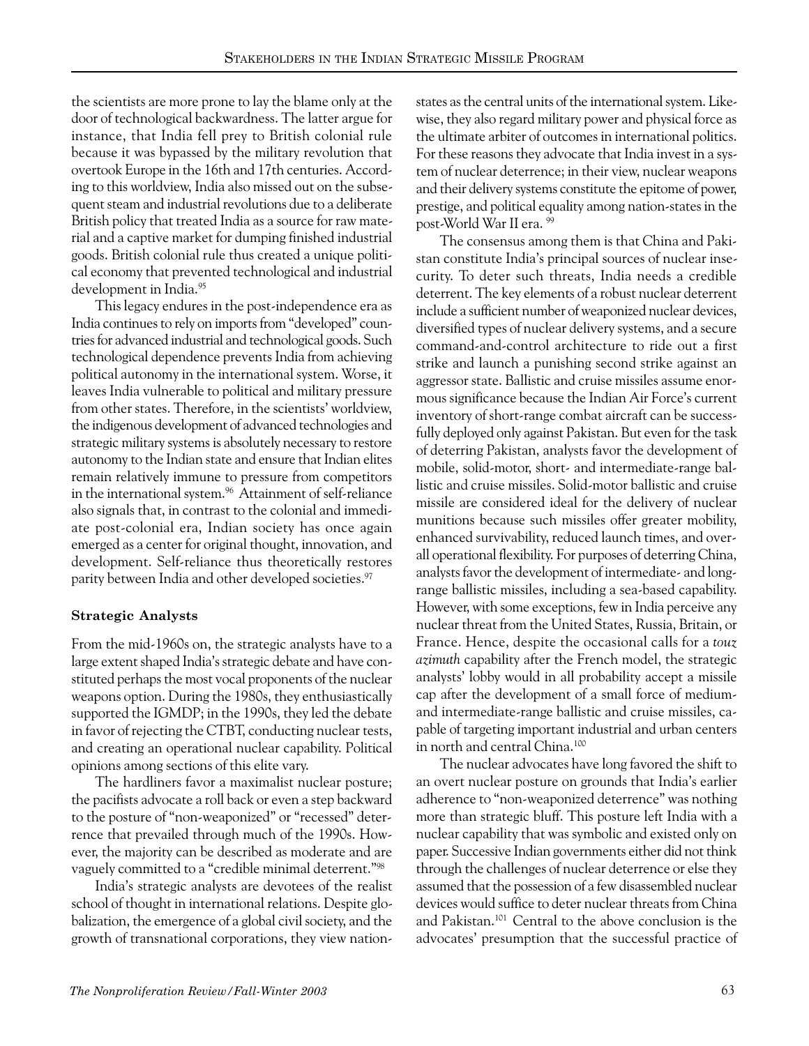the scientists are more prone to lay the blame only at the door of technological backwardness. The latter argue for instance, that India fell prey to British colonial rule because it was bypassed by the military revolution that overtook Europe in the 16th and 17th centuries. According to this worldview, India also missed out on the subsequent steam and industrial revolutions due to a deliberate British policy that treated India as a source for raw material and a captive market for dumping finished industrial goods. British colonial rule thus created a unique political economy that prevented technological and industrial development in India.[95]

This legacy endures in the post-independence era as India continues to rely on imports from "developed" countries for advanced industrial and technological goods. Such technological dependence prevents India from achieving political autonomy in the international system. Worse, it leaves India vulnerable to political and military pressure from other states. Therefore, in the scientists' worldview, the indigenous development of advanced technologies and strategic military systems is absolutely necessary to restore autonomy to the Indian state and ensure that Indian elites remain relatively immune to pressure from competitors in the international system.[96] Attainment of self-reliance also signals that, in contrast to the colonial and immediate post-colonial era, Indian society has once again emerged as a center for original thought, innovation, and development. Self-reliance thus theoretically restores parity between India and other developed societies.[97]

### Strategic Analysts

From the mid-1960s on, the strategic analysts have to a large extent shaped India's strategic debate and have constituted perhaps the most vocal proponents of the nuclear weapons option. During the 1980s, they enthusiastically supported the IGMDP; in the 1990s, they led the debate in favor of rejecting the CTBT, conducting nuclear tests, and creating an operational nuclear capability. Political opinions among sections of this elite vary.

The hardliners favor a maximalist nuclear posture; the pacifists advocate a roll back or even a step backward to the posture of "non-weaponized" or "recessed" deterrence that prevailed through much of the 1990s. However, the majority can be described as moderate and are vaguely committed to a "credible minimal deterrent."[98]

India's strategic analysts are devotees of the realist school of thought in international relations. Despite globalization, the emergence of a global civil society, and the growth of transnational corporations, they view nation-states as the central units of the international system. Likewise, they also regard military power and physical force as the ultimate arbiter of outcomes in international politics. For these reasons they advocate that India invest in a system of nuclear deterrence; in their view, nuclear weapons and their delivery systems constitute the epitome of power, prestige, and political equality among nation-states in the post-World War II era.[99]

The consensus among them is that China and Pakistan constitute India's principal sources of nuclear insecurity. To deter such threats, India needs a credible deterrent. The key elements of a robust nuclear deterrent include a sufficient number of weaponized nuclear devices, diversified types of nuclear delivery systems, and a secure command-and-control architecture to ride out a first strike and launch a punishing second strike against an aggressor state. Ballistic and cruise missiles assume enormous significance because the Indian Air Force's current inventory of short-range combat aircraft can be successfully deployed only against Pakistan. But even for the task of deterring Pakistan, analysts favor the development of mobile, solid-motor, short- and intermediate-range ballistic and cruise missiles. Solid-motor ballistic and cruise missile are considered ideal for the delivery of nuclear munitions because such missiles offer greater mobility, enhanced survivability, reduced launch times, and overall operational flexibility. For purposes of deterring China, analysts favor the development of intermediate- and long-range ballistic missiles, including a sea-based capability. However, with some exceptions, few in India perceive any nuclear threat from the United States, Russia, Britain, or France. Hence, despite the occasional calls for a *touz azimuth* capability after the French model, the strategic analysts' lobby would in all probability accept a missile cap after the development of a small force of medium- and intermediate-range ballistic and cruise missiles, capable of targeting important industrial and urban centers in north and central China.[100]

The nuclear advocates have long favored the shift to an overt nuclear posture on grounds that India's earlier adherence to "non-weaponized deterrence" was nothing more than strategic bluff. This posture left India with a nuclear capability that was symbolic and existed only on paper. Successive Indian governments either did not think through the challenges of nuclear deterrence or else they assumed that the possession of a few disassembled nuclear devices would suffice to deter nuclear threats from China and Pakistan.[101] Central to the above conclusion is the advocates' presumption that the successful practice of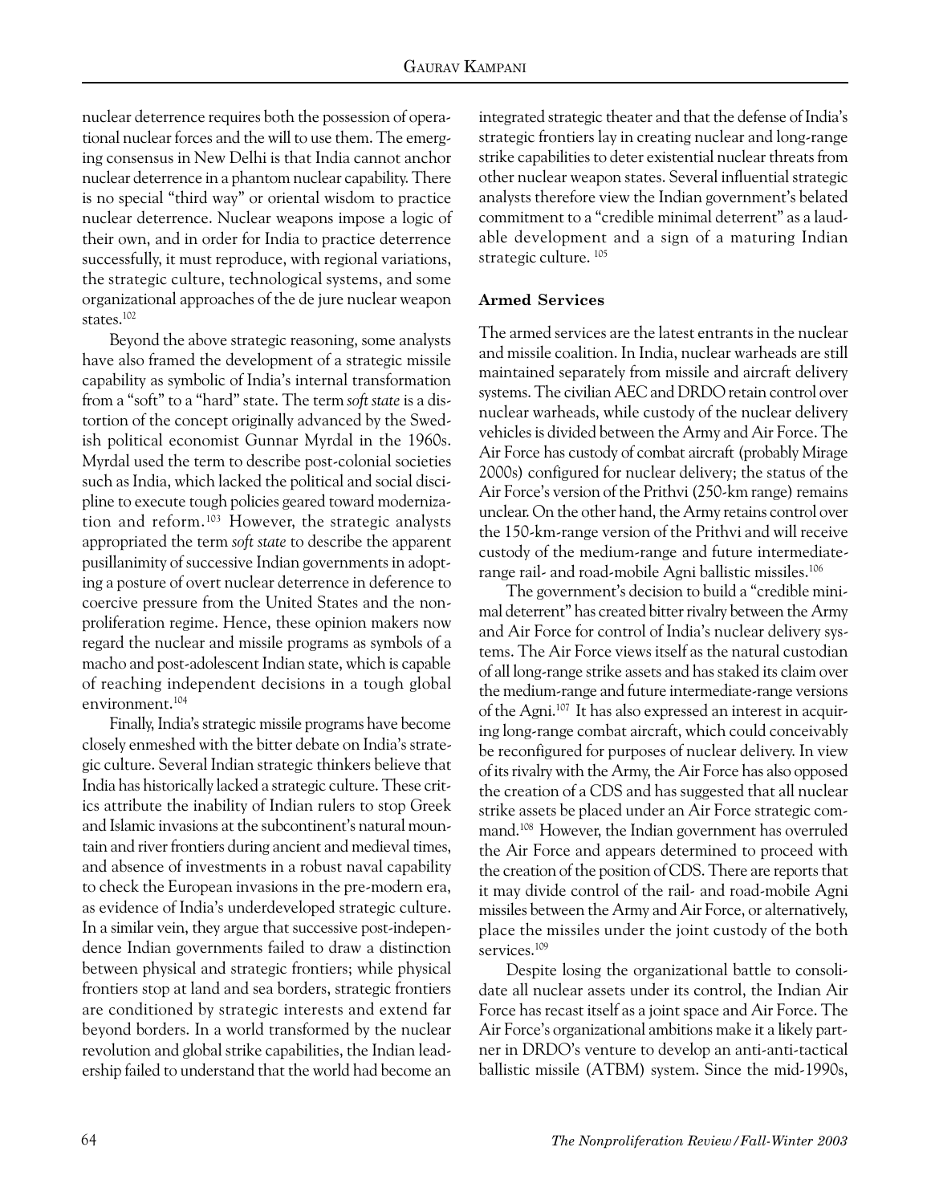nuclear deterrence requires both the possession of operational nuclear forces and the will to use them. The emerging consensus in New Delhi is that India cannot anchor nuclear deterrence in a phantom nuclear capability. There is no special "third way" or oriental wisdom to practice nuclear deterrence. Nuclear weapons impose a logic of their own, and in order for India to practice deterrence successfully, it must reproduce, with regional variations, the strategic culture, technological systems, and some organizational approaches of the de jure nuclear weapon states.[102]

Beyond the above strategic reasoning, some analysts have also framed the development of a strategic missile capability as symbolic of India's internal transformation from a "soft" to a "hard" state. The term *soft state* is a distortion of the concept originally advanced by the Swedish political economist Gunnar Myrdal in the 1960s. Myrdal used the term to describe post-colonial societies such as India, which lacked the political and social discipline to execute tough policies geared toward modernization and reform.[103] However, the strategic analysts appropriated the term *soft state* to describe the apparent pusillanimity of successive Indian governments in adopting a posture of overt nuclear deterrence in deference to coercive pressure from the United States and the nonproliferation regime. Hence, these opinion makers now regard the nuclear and missile programs as symbols of a macho and post-adolescent Indian state, which is capable of reaching independent decisions in a tough global environment.[104]

Finally, India's strategic missile programs have become closely enmeshed with the bitter debate on India's strategic culture. Several Indian strategic thinkers believe that India has historically lacked a strategic culture. These critics attribute the inability of Indian rulers to stop Greek and Islamic invasions at the subcontinent's natural mountain and river frontiers during ancient and medieval times, and absence of investments in a robust naval capability to check the European invasions in the pre-modern era, as evidence of India's underdeveloped strategic culture. In a similar vein, they argue that successive post-independence Indian governments failed to draw a distinction between physical and strategic frontiers; while physical frontiers stop at land and sea borders, strategic frontiers are conditioned by strategic interests and extend far beyond borders. In a world transformed by the nuclear revolution and global strike capabilities, the Indian leadership failed to understand that the world had become an integrated strategic theater and that the defense of India's strategic frontiers lay in creating nuclear and long-range strike capabilities to deter existential nuclear threats from other nuclear weapon states. Several influential strategic analysts therefore view the Indian government's belated commitment to a "credible minimal deterrent" as a laudable development and a sign of a maturing Indian strategic culture.[105]

### Armed Services

The armed services are the latest entrants in the nuclear and missile coalition. In India, nuclear warheads are still maintained separately from missile and aircraft delivery systems. The civilian AEC and DRDO retain control over nuclear warheads, while custody of the nuclear delivery vehicles is divided between the Army and Air Force. The Air Force has custody of combat aircraft (probably Mirage 2000s) configured for nuclear delivery; the status of the Air Force's version of the Prithvi (250-km range) remains unclear. On the other hand, the Army retains control over the 150-km-range version of the Prithvi and will receive custody of the medium-range and future intermediate-range rail- and road-mobile Agni ballistic missiles.[106]

The government's decision to build a "credible minimal deterrent" has created bitter rivalry between the Army and Air Force for control of India's nuclear delivery systems. The Air Force views itself as the natural custodian of all long-range strike assets and has staked its claim over the medium-range and future intermediate-range versions of the Agni.[107] It has also expressed an interest in acquiring long-range combat aircraft, which could conceivably be reconfigured for purposes of nuclear delivery. In view of its rivalry with the Army, the Air Force has also opposed the creation of a CDS and has suggested that all nuclear strike assets be placed under an Air Force strategic command.[108] However, the Indian government has overruled the Air Force and appears determined to proceed with the creation of the position of CDS. There are reports that it may divide control of the rail- and road-mobile Agni missiles between the Army and Air Force, or alternatively, place the missiles under the joint custody of the both services.[109]

Despite losing the organizational battle to consolidate all nuclear assets under its control, the Indian Air Force has recast itself as a joint space and Air Force. The Air Force's organizational ambitions make it a likely partner in DRDO's venture to develop an anti-anti-tactical ballistic missile (ATBM) system. Since the mid-1990s,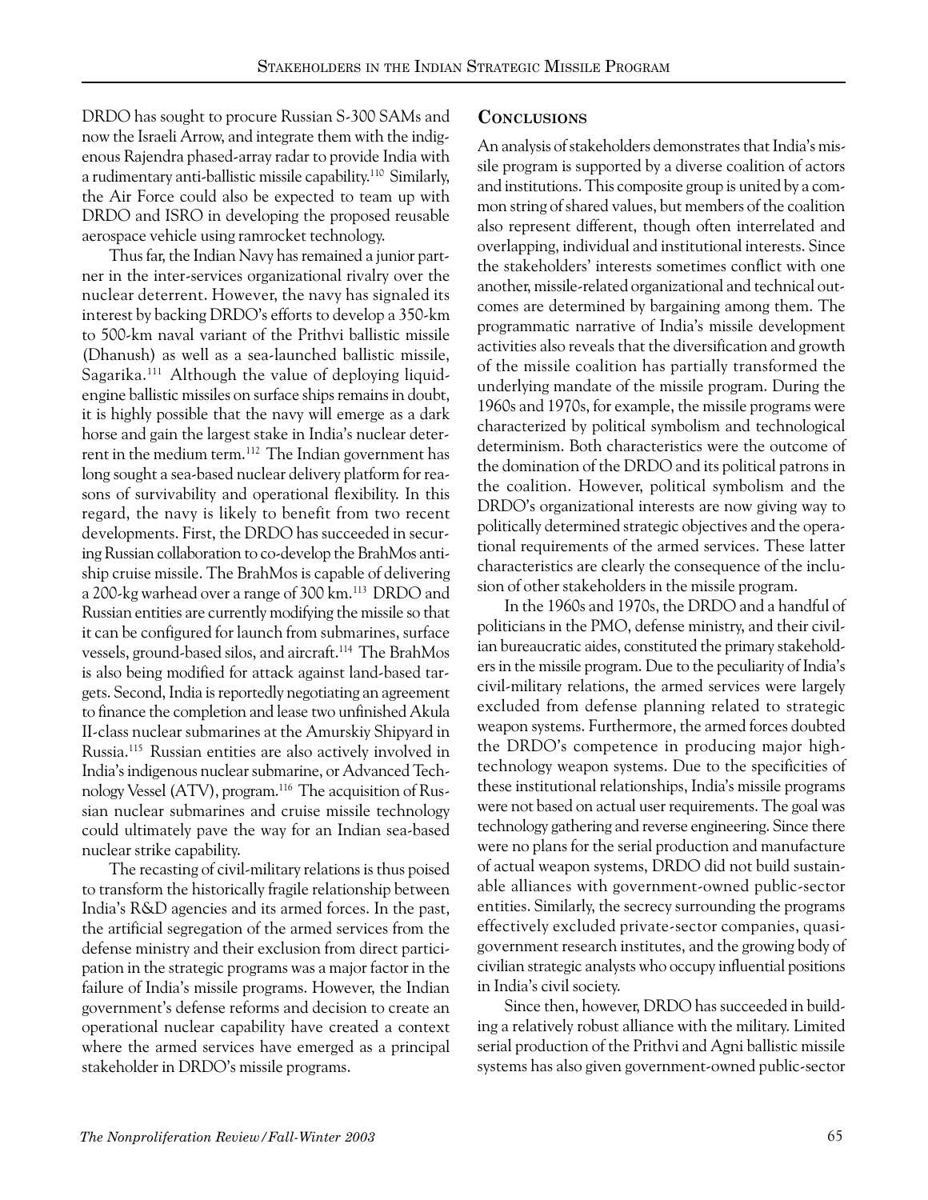DRDO has sought to procure Russian S-300 SAMs and now the Israeli Arrow, and integrate them with the indigenous Rajendra phased-array radar to provide India with a rudimentary anti-ballistic missile capability.[110] Similarly, the Air Force could also be expected to team up with DRDO and ISRO in developing the proposed reusable aerospace vehicle using ramrocket technology.

Thus far, the Indian Navy has remained a junior partner in the inter-services organizational rivalry over the nuclear deterrent. However, the navy has signaled its interest by backing DRDO's efforts to develop a 350-km to 500-km naval variant of the Prithvi ballistic missile (Dhanush) as well as a sea-launched ballistic missile, Sagarika.[111] Although the value of deploying liquid-engine ballistic missiles on surface ships remains in doubt, it is highly possible that the navy will emerge as a dark horse and gain the largest stake in India's nuclear deterrent in the medium term.[112] The Indian government has long sought a sea-based nuclear delivery platform for reasons of survivability and operational flexibility. In this regard, the navy is likely to benefit from two recent developments. First, the DRDO has succeeded in securing Russian collaboration to co-develop the BrahMos anti-ship cruise missile. The BrahMos is capable of delivering a 200-kg warhead over a range of 300 km.[113] DRDO and Russian entities are currently modifying the missile so that it can be configured for launch from submarines, surface vessels, ground-based silos, and aircraft.[114] The BrahMos is also being modified for attack against land-based targets. Second, India is reportedly negotiating an agreement to finance the completion and lease two unfinished Akula II-class nuclear submarines at the Amurskiy Shipyard in Russia.[115] Russian entities are also actively involved in India's indigenous nuclear submarine, or Advanced Technology Vessel (ATV), program.[116] The acquisition of Russian nuclear submarines and cruise missile technology could ultimately pave the way for an Indian sea-based nuclear strike capability.

The recasting of civil-military relations is thus poised to transform the historically fragile relationship between India's R&D agencies and its armed forces. In the past, the artificial segregation of the armed services from the defense ministry and their exclusion from direct participation in the strategic programs was a major factor in the failure of India's missile programs. However, the Indian government's defense reforms and decision to create an operational nuclear capability have created a context where the armed services have emerged as a principal stakeholder in DRDO's missile programs.

## Conclusions

An analysis of stakeholders demonstrates that India's missile program is supported by a diverse coalition of actors and institutions. This composite group is united by a common string of shared values, but members of the coalition also represent different, though often interrelated and overlapping, individual and institutional interests. Since the stakeholders' interests sometimes conflict with one another, missile-related organizational and technical outcomes are determined by bargaining among them. The programmatic narrative of India's missile development activities also reveals that the diversification and growth of the missile coalition has partially transformed the underlying mandate of the missile program. During the 1960s and 1970s, for example, the missile programs were characterized by political symbolism and technological determinism. Both characteristics were the outcome of the domination of the DRDO and its political patrons in the coalition. However, political symbolism and the DRDO's organizational interests are now giving way to politically determined strategic objectives and the operational requirements of the armed services. These latter characteristics are clearly the consequence of the inclusion of other stakeholders in the missile program.

In the 1960s and 1970s, the DRDO and a handful of politicians in the PMO, defense ministry, and their civilian bureaucratic aides, constituted the primary stakeholders in the missile program. Due to the peculiarity of India's civil-military relations, the armed services were largely excluded from defense planning related to strategic weapon systems. Furthermore, the armed forces doubted the DRDO's competence in producing major high-technology weapon systems. Due to the specificities of these institutional relationships, India's missile programs were not based on actual user requirements. The goal was technology gathering and reverse engineering. Since there were no plans for the serial production and manufacture of actual weapon systems, DRDO did not build sustainable alliances with government-owned public-sector entities. Similarly, the secrecy surrounding the programs effectively excluded private-sector companies, quasi-government research institutes, and the growing body of civilian strategic analysts who occupy influential positions in India's civil society.

Since then, however, DRDO has succeeded in building a relatively robust alliance with the military. Limited serial production of the Prithvi and Agni ballistic missile systems has also given government-owned public-sector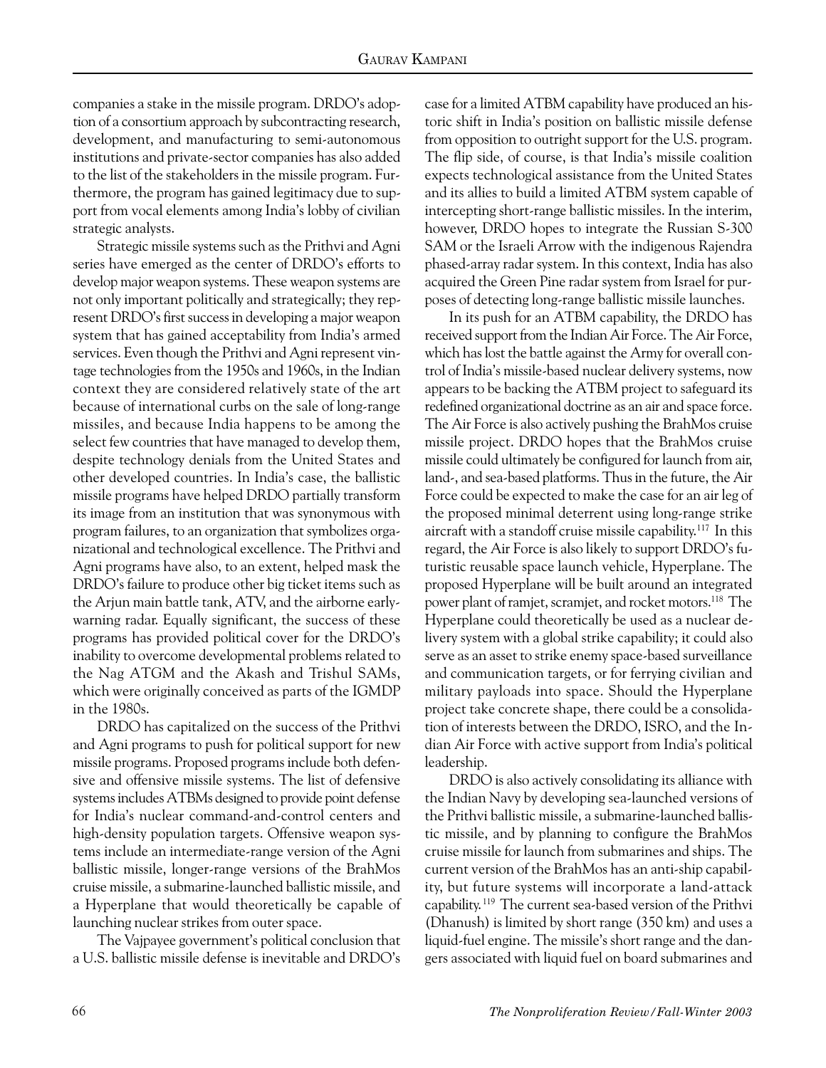companies a stake in the missile program. DRDO's adoption of a consortium approach by subcontracting research, development, and manufacturing to semi-autonomous institutions and private-sector companies has also added to the list of the stakeholders in the missile program. Furthermore, the program has gained legitimacy due to support from vocal elements among India's lobby of civilian strategic analysts.

Strategic missile systems such as the Prithvi and Agni series have emerged as the center of DRDO's efforts to develop major weapon systems. These weapon systems are not only important politically and strategically; they represent DRDO's first success in developing a major weapon system that has gained acceptability from India's armed services. Even though the Prithvi and Agni represent vintage technologies from the 1950s and 1960s, in the Indian context they are considered relatively state of the art because of international curbs on the sale of long-range missiles, and because India happens to be among the select few countries that have managed to develop them, despite technology denials from the United States and other developed countries. In India's case, the ballistic missile programs have helped DRDO partially transform its image from an institution that was synonymous with program failures, to an organization that symbolizes organizational and technological excellence. The Prithvi and Agni programs have also, to an extent, helped mask the DRDO's failure to produce other big ticket items such as the Arjun main battle tank, ATV, and the airborne early-warning radar. Equally significant, the success of these programs has provided political cover for the DRDO's inability to overcome developmental problems related to the Nag ATGM and the Akash and Trishul SAMs, which were originally conceived as parts of the IGMDP in the 1980s.

DRDO has capitalized on the success of the Prithvi and Agni programs to push for political support for new missile programs. Proposed programs include both defensive and offensive missile systems. The list of defensive systems includes ATBMs designed to provide point defense for India's nuclear command-and-control centers and high-density population targets. Offensive weapon systems include an intermediate-range version of the Agni ballistic missile, longer-range versions of the BrahMos cruise missile, a submarine-launched ballistic missile, and a Hyperplane that would theoretically be capable of launching nuclear strikes from outer space.

The Vajpayee government's political conclusion that a U.S. ballistic missile defense is inevitable and DRDO's case for a limited ATBM capability have produced an historic shift in India's position on ballistic missile defense from opposition to outright support for the U.S. program. The flip side, of course, is that India's missile coalition expects technological assistance from the United States and its allies to build a limited ATBM system capable of intercepting short-range ballistic missiles. In the interim, however, DRDO hopes to integrate the Russian S-300 SAM or the Israeli Arrow with the indigenous Rajendra phased-array radar system. In this context, India has also acquired the Green Pine radar system from Israel for purposes of detecting long-range ballistic missile launches.

In its push for an ATBM capability, the DRDO has received support from the Indian Air Force. The Air Force, which has lost the battle against the Army for overall control of India's missile-based nuclear delivery systems, now appears to be backing the ATBM project to safeguard its redefined organizational doctrine as an air and space force. The Air Force is also actively pushing the BrahMos cruise missile project. DRDO hopes that the BrahMos cruise missile could ultimately be configured for launch from air, land-, and sea-based platforms. Thus in the future, the Air Force could be expected to make the case for an air leg of the proposed minimal deterrent using long-range strike aircraft with a standoff cruise missile capability.[117] In this regard, the Air Force is also likely to support DRDO's futuristic reusable space launch vehicle, Hyperplane. The proposed Hyperplane will be built around an integrated power plant of ramjet, scramjet, and rocket motors.[118] The Hyperplane could theoretically be used as a nuclear delivery system with a global strike capability; it could also serve as an asset to strike enemy space-based surveillance and communication targets, or for ferrying civilian and military payloads into space. Should the Hyperplane project take concrete shape, there could be a consolidation of interests between the DRDO, ISRO, and the Indian Air Force with active support from India's political leadership.

DRDO is also actively consolidating its alliance with the Indian Navy by developing sea-launched versions of the Prithvi ballistic missile, a submarine-launched ballistic missile, and by planning to configure the BrahMos cruise missile for launch from submarines and ships. The current version of the BrahMos has an anti-ship capability, but future systems will incorporate a land-attack capability.[119] The current sea-based version of the Prithvi (Dhanush) is limited by short range (350 km) and uses a liquid-fuel engine. The missile's short range and the dangers associated with liquid fuel on board submarines and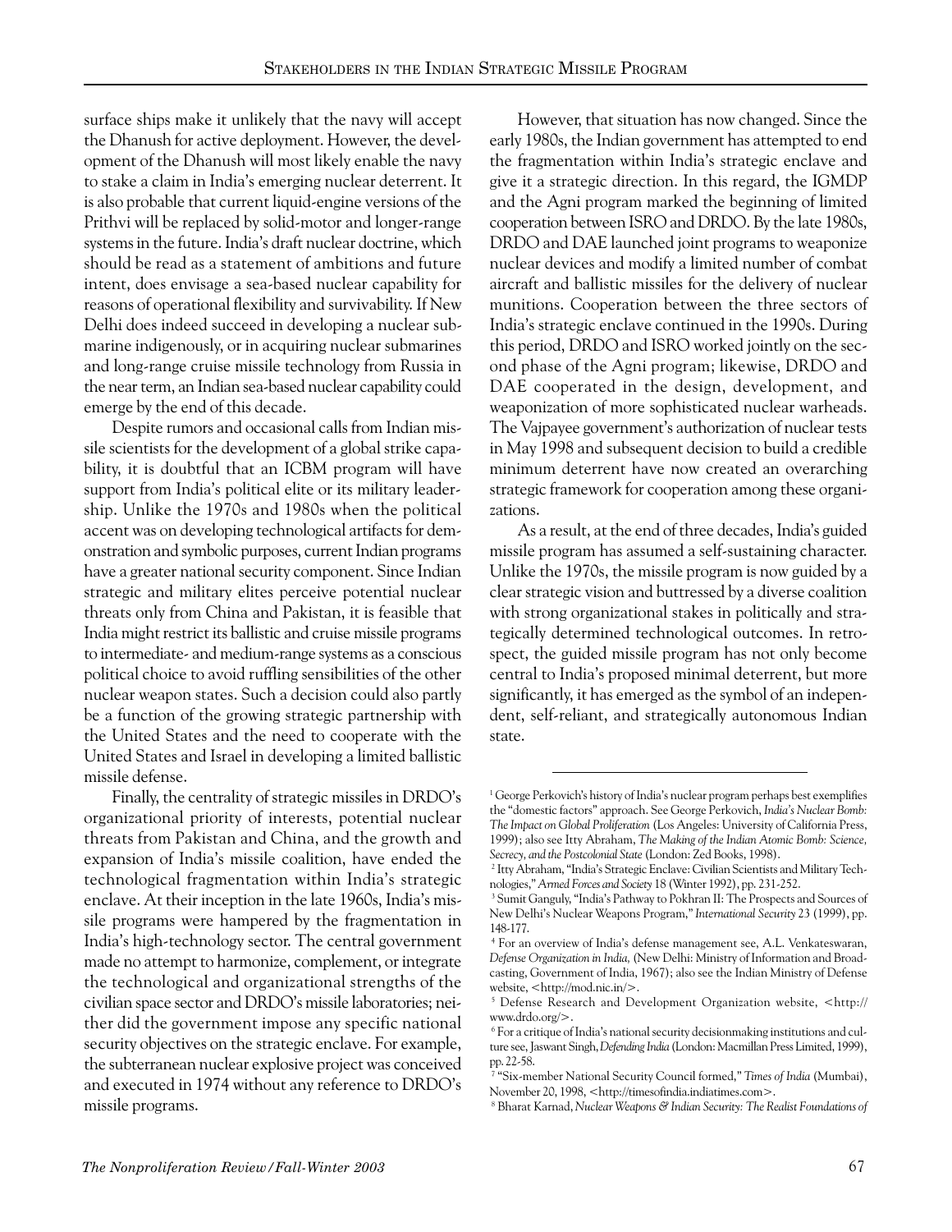surface ships make it unlikely that the navy will accept the Dhanush for active deployment. However, the development of the Dhanush will most likely enable the navy to stake a claim in India's emerging nuclear deterrent. It is also probable that current liquid-engine versions of the Prithvi will be replaced by solid-motor and longer-range systems in the future. India's draft nuclear doctrine, which should be read as a statement of ambitions and future intent, does envisage a sea-based nuclear capability for reasons of operational flexibility and survivability. If New Delhi does indeed succeed in developing a nuclear submarine indigenously, or in acquiring nuclear submarines and long-range cruise missile technology from Russia in the near term, an Indian sea-based nuclear capability could emerge by the end of this decade.

Despite rumors and occasional calls from Indian missile scientists for the development of a global strike capability, it is doubtful that an ICBM program will have support from India's political elite or its military leadership. Unlike the 1970s and 1980s when the political accent was on developing technological artifacts for demonstration and symbolic purposes, current Indian programs have a greater national security component. Since Indian strategic and military elites perceive potential nuclear threats only from China and Pakistan, it is feasible that India might restrict its ballistic and cruise missile programs to intermediate- and medium-range systems as a conscious political choice to avoid ruffling sensibilities of the other nuclear weapon states. Such a decision could also partly be a function of the growing strategic partnership with the United States and the need to cooperate with the United States and Israel in developing a limited ballistic missile defense.

Finally, the centrality of strategic missiles in DRDO's organizational priority of interests, potential nuclear threats from Pakistan and China, and the growth and expansion of India's missile coalition, have ended the technological fragmentation within India's strategic enclave. At their inception in the late 1960s, India's missile programs were hampered by the fragmentation in India's high-technology sector. The central government made no attempt to harmonize, complement, or integrate the technological and organizational strengths of the civilian space sector and DRDO's missile laboratories; neither did the government impose any specific national security objectives on the strategic enclave. For example, the subterranean nuclear explosive project was conceived and executed in 1974 without any reference to DRDO's missile programs.

However, that situation has now changed. Since the early 1980s, the Indian government has attempted to end the fragmentation within India's strategic enclave and give it a strategic direction. In this regard, the IGMDP and the Agni program marked the beginning of limited cooperation between ISRO and DRDO. By the late 1980s, DRDO and DAE launched joint programs to weaponize nuclear devices and modify a limited number of combat aircraft and ballistic missiles for the delivery of nuclear munitions. Cooperation between the three sectors of India's strategic enclave continued in the 1990s. During this period, DRDO and ISRO worked jointly on the second phase of the Agni program; likewise, DRDO and DAE cooperated in the design, development, and weaponization of more sophisticated nuclear warheads. The Vajpayee government's authorization of nuclear tests in May 1998 and subsequent decision to build a credible minimum deterrent have now created an overarching strategic framework for cooperation among these organizations.

As a result, at the end of three decades, India's guided missile program has assumed a self-sustaining character. Unlike the 1970s, the missile program is now guided by a clear strategic vision and buttressed by a diverse coalition with strong organizational stakes in politically and strategically determined technological outcomes. In retrospect, the guided missile program has not only become central to India's proposed minimal deterrent, but more significantly, it has emerged as the symbol of an independent, self-reliant, and strategically autonomous Indian state.

---

[1] George Perkovich's history of India's nuclear program perhaps best exemplifies the "domestic factors" approach. See George Perkovich, *India's Nuclear Bomb: The Impact on Global Proliferation* (Los Angeles: University of California Press, 1999); also see Itty Abraham, *The Making of the Indian Atomic Bomb: Science, Secrecy, and the Postcolonial State* (London: Zed Books, 1998).

[2] Itty Abraham, "India's Strategic Enclave: Civilian Scientists and Military Technologies," *Armed Forces and Society* 18 (Winter 1992), pp. 231-252.

[3] Sumit Ganguly, "India's Pathway to Pokhran II: The Prospects and Sources of New Delhi's Nuclear Weapons Program," *International Security* 23 (1999), pp. 148-177.

[4] For an overview of India's defense management see, A.L. Venkateswaran, *Defense Organization in India,* (New Delhi: Ministry of Information and Broadcasting, Government of India, 1967); also see the Indian Ministry of Defense website, <http://mod.nic.in/>.

[5] Defense Research and Development Organization website, <http://www.drdo.org/>.

[6] For a critique of India's national security decisionmaking institutions and culture see, Jaswant Singh, *Defending India* (London: Macmillan Press Limited, 1999), pp. 22-58.

[7] "Six-member National Security Council formed," *Times of India* (Mumbai), November 20, 1998, <http://timesofindia.indiatimes.com>.

[8] Bharat Karnad, *Nuclear Weapons & Indian Security: The Realist Foundations of*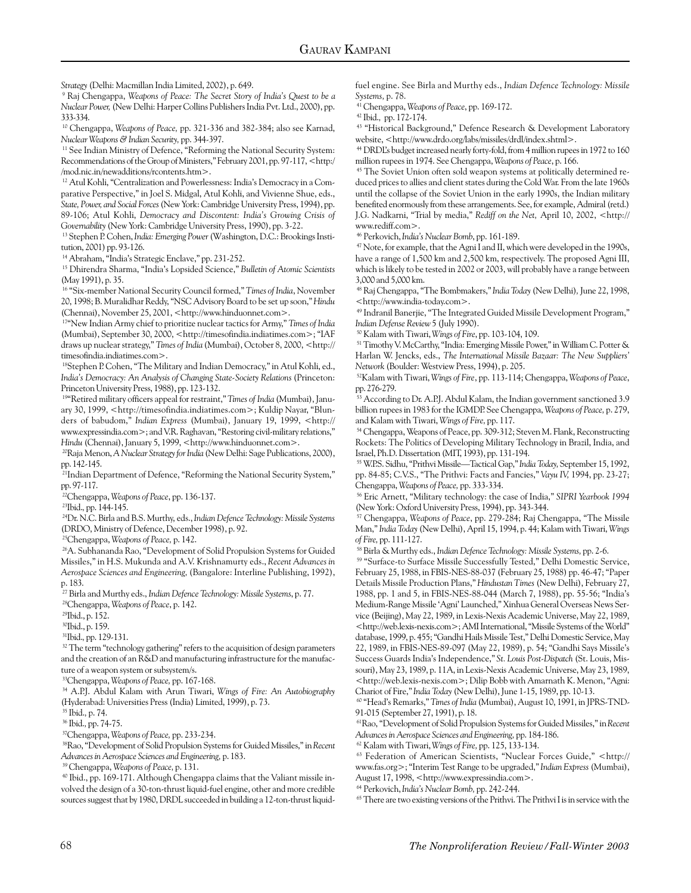*Strategy* (Delhi: Macmillan India Limited, 2002), p. 649.

[9] Raj Chengappa, *Weapons of Peace: The Secret Story of India's Quest to be a Nuclear Power,* (New Delhi: Harper Collins Publishers India Pvt. Ltd., 2000), pp. 333-334.

[10] Chengappa, *Weapons of Peace,* pp. 321-336 and 382-384; also see Karnad, *Nuclear Weapons & Indian Security,* pp. 344-397.

[11] See Indian Ministry of Defence, "Reforming the National Security System: Recommendations of the Group of Ministers," February 2001, pp. 97-117, <http://mod.nic.in/newadditions/rcontents.htm>.

[12] Atul Kohli, "Centralization and Powerlessness: India's Democracy in a Comparative Perspective," in Joel S. Midgal, Atul Kohli, and Vivienne Shue, eds., *State, Power, and Social Forces* (New York: Cambridge University Press, 1994), pp. 89-106; Atul Kohli, *Democracy and Discontent: India's Growing Crisis of Governability* (New York: Cambridge University Press, 1990), pp. 3-22.

[13] Stephen P. Cohen, *India: Emerging Power* (Washington, D.C.: Brookings Institution, 2001) pp. 93-126.

[14] Abraham, "India's Strategic Enclave," pp. 231-252.

[15] Dhirendra Sharma, "India's Lopsided Science," *Bulletin of Atomic Scientists* (May 1991), p. 35.

[16] "Six-member National Security Council formed," *Times of India*, November 20, 1998; B. Muralidhar Reddy, "NSC Advisory Board to be set up soon," *Hindu* (Chennai), November 25, 2001, <http://www.hinduonnet.com>.

[17] "New Indian Army chief to prioritize nuclear tactics for Army," *Times of India* (Mumbai), September 30, 2000, <http://timesofindia.indiatimes.com>; "IAF draws up nuclear strategy," *Times of India* (Mumbai), October 8, 2000, <http://timesofindia.indiatimes.com>.

[18] Stephen P. Cohen, "The Military and Indian Democracy," in Atul Kohli, ed., *India's Democracy: An Analysis of Changing State-Society Relations* (Princeton: Princeton University Press, 1988), pp. 123-132.

[19] "Retired military officers appeal for restraint," *Times of India* (Mumbai), January 30, 1999, <http://timesofindia.indiatimes.com>; Kuldip Nayar, "Blunders of babudom," *Indian Express* (Mumbai), January 19, 1999, <http://www.expressindia.com>; and V.R. Raghavan, "Restoring civil-military relations," *Hindu* (Chennai), January 5, 1999, <http://www.hinduonnet.com>.

[20] Raja Menon, *A Nuclear Strategy for India* (New Delhi: Sage Publications, 2000), pp. 142-145.

[21] Indian Department of Defence, "Reforming the National Security System," pp. 97-117.

[22] Chengappa, *Weapons of Peace*, pp. 136-137.

[23] Ibid., pp. 144-145.

[24] Dr. N.C. Birla and B.S. Murthy, eds., *Indian Defence Technology: Missile Systems* (DRDO, Ministry of Defence, December 1998), p. 92.

[25] Chengappa, *Weapons of Peace,* p. 142.

[26] A. Subhananda Rao, "Development of Solid Propulsion Systems for Guided Missiles," in H.S. Mukunda and A.V. Krishnamurty eds., *Recent Advances in Aerospace Sciences and Engineering,* (Bangalore: Interline Publishing, 1992), p. 183.

[27] Birla and Murthy eds., *Indian Defence Technology: Missile Systems*, p. 77.

[28] Chengappa, *Weapons of Peace*, p. 142.

[29] Ibid., p. 152.

[30] Ibid., p. 159.

[31] Ibid., pp. 129-131.

[32] The term "technology gathering" refers to the acquisition of design parameters and the creation of an R&D and manufacturing infrastructure for the manufacture of a weapon system or subsystem/s.

[33] Chengappa, *Weapons of Peace,* pp. 167-168.

[34] A.P.J. Abdul Kalam with Arun Tiwari, *Wings of Fire: An Autobiography* (Hyderabad: Universities Press (India) Limited, 1999), p. 73.

[35] Ibid., p. 74.

[36] Ibid., pp. 74-75.

[37] Chengappa, *Weapons of Peace,* pp. 233-234.

[38] Rao, "Development of Solid Propulsion Systems for Guided Missiles," in *Recent Advances in Aerospace Sciences and Engineering,* p. 183.

[39] Chengappa, *Weapons of Peace,* p. 131.

[40] Ibid., pp. 169-171. Although Chengappa claims that the Valiant missile involved the design of a 30-ton-thrust liquid-fuel engine, other and more credible sources suggest that by 1980, DRDL succeeded in building a 12-ton-thrust liquid-fuel engine. See Birla and Murthy eds., *Indian Defence Technology: Missile Systems,* p. 78.

[41] Chengappa, *Weapons of Peace*, pp. 169-172.

[42] Ibid., pp. 172-174.

[43] "Historical Background," Defence Research & Development Laboratory website, <http://www.drdo.org/labs/missiles/drdl/index.shtml>.

[44] DRDL's budget increased nearly forty-fold, from 4 million rupees in 1972 to 160 million rupees in 1974. See Chengappa, *Weapons of Peace*, p. 166.

[45] The Soviet Union often sold weapon systems at politically determined reduced prices to allies and client states during the Cold War. From the late 1960s until the collapse of the Soviet Union in the early 1990s, the Indian military benefited enormously from these arrangements. See, for example, Admiral (retd.) J.G. Nadkarni, "Trial by media," *Rediff on the Net,* April 10, 2002, <http://www.rediff.com>.

[46] Perkovich, *India's Nuclear Bomb*, pp. 161-189.

[47] Note, for example, that the Agni I and II, which were developed in the 1990s, have a range of 1,500 km and 2,500 km, respectively. The proposed Agni III, which is likely to be tested in 2002 or 2003, will probably have a range between 3,000 and 5,000 km.

[48] Raj Chengappa, "The Bombmakers," *India Today* (New Delhi), June 22, 1998, <http://www.india-today.com>.

[49] Indranil Banerjie, "The Integrated Guided Missile Development Program," *Indian Defense Review* 5 (July 1990).

[50] Kalam with Tiwari, *Wings of Fire*, pp. 103-104, 109.

[51] Timothy V. McCarthy, "India: Emerging Missile Power," in William C. Potter & Harlan W. Jencks, eds., *The International Missile Bazaar: The New Suppliers' Network* (Boulder: Westview Press, 1994), p. 205.

[52] Kalam with Tiwari, *Wings of Fire*, pp. 113-114; Chengappa, *Weapons of Peace*, pp. 276-279.

[53] According to Dr. A.P.J. Abdul Kalam, the Indian government sanctioned 3.9 billion rupees in 1983 for the IGMDP. See Chengappa, *Weapons of Peace,* p. 279, and Kalam with Tiwari, *Wings of Fire,* p. 117.

[54] Chengappa, Weapons of Peace, pp. 309-312; Steven M. Flank, Reconstructing Rockets: The Politics of Developing Military Technology in Brazil, India, and Israel, Ph.D. Dissertation (MIT, 1993), pp. 131-194.

[55] W.P.S. Sidhu, "Prithvi Missile—Tactical Gap," *India Today,* September 15, 1992, pp. 84-85; C.V.S., "The Prithvi: Facts and Fancies," *Vayu IV,* 1994, pp. 23-27; Chengappa, *Weapons of Peace,* pp. 333-334.

[56] Eric Arnett, "Military technology: the case of India," *SIPRI Yearbook 1994* (New York: Oxford University Press, 1994), pp. 343-344.

[57] Chengappa, *Weapons of Peace*, pp. 279-284; Raj Chengappa, "The Missile Man," *India Today* (New Delhi), April 15, 1994, p. 44; Kalam with Tiwari, *Wings of Fire,* pp. 111-127.

[58] Birla & Murthy eds., *Indian Defence Technology: Missile Systems,* pp. 2-6.

[59] "Surface-to Surface Missile Successfully Tested," Delhi Domestic Service, February 25, 1988, in FBIS-NES-88-037 (February 25, 1988) pp. 46-47; "Paper Details Missile Production Plans," *Hindustan Times* (New Delhi), February 27, 1988, pp. 1 and 5, in FBIS-NES-88-044 (March 7, 1988), pp. 55-56; "India's Medium-Range Missile 'Agni' Launched," Xinhua General Overseas News Service (Beijing), May 22, 1989, in Lexis-Nexis Academic Universe, May 22, 1989, <http://web.lexis-nexis.com>; AMI International, "Missile Systems of the World" database, 1999, p. 455; "Gandhi Hails Missile Test," Delhi Domestic Service, May 22, 1989, in FBIS-NES-89-097 (May 22, 1989), p. 54; "Gandhi Says Missile's Success Guards India's Independence," *St. Louis Post-Dispatch* (St. Louis, Missouri), May 23, 1989, p. 11A, in Lexis-Nexis Academic Universe, May 23, 1989, <http://web.lexis-nexis.com>; Dilip Bobb with Amarnath K. Menon, "Agni: Chariot of Fire," *India Today* (New Delhi), June 1-15, 1989, pp. 10-13.

[60] "Head's Remarks," *Times of India* (Mumbai), August 10, 1991, in JPRS-TND-91-015 (September 27, 1991), p. 18.

[61] Rao, "Development of Solid Propulsion Systems for Guided Missiles," in *Recent Advances in Aerospace Sciences and Engineering,* pp. 184-186.

[62] Kalam with Tiwari, *Wings of Fire,* pp. 125, 133-134.

[63] Federation of American Scientists, "Nuclear Forces Guide," <http://www.fas.org>; "Interim Test Range to be upgraded," *Indian Express* (Mumbai), August 17, 1998, <http://www.expressindia.com>.

[64] Perkovich, *India's Nuclear Bomb,* pp. 242-244.

[65] There are two existing versions of the Prithvi. The Prithvi I is in service with the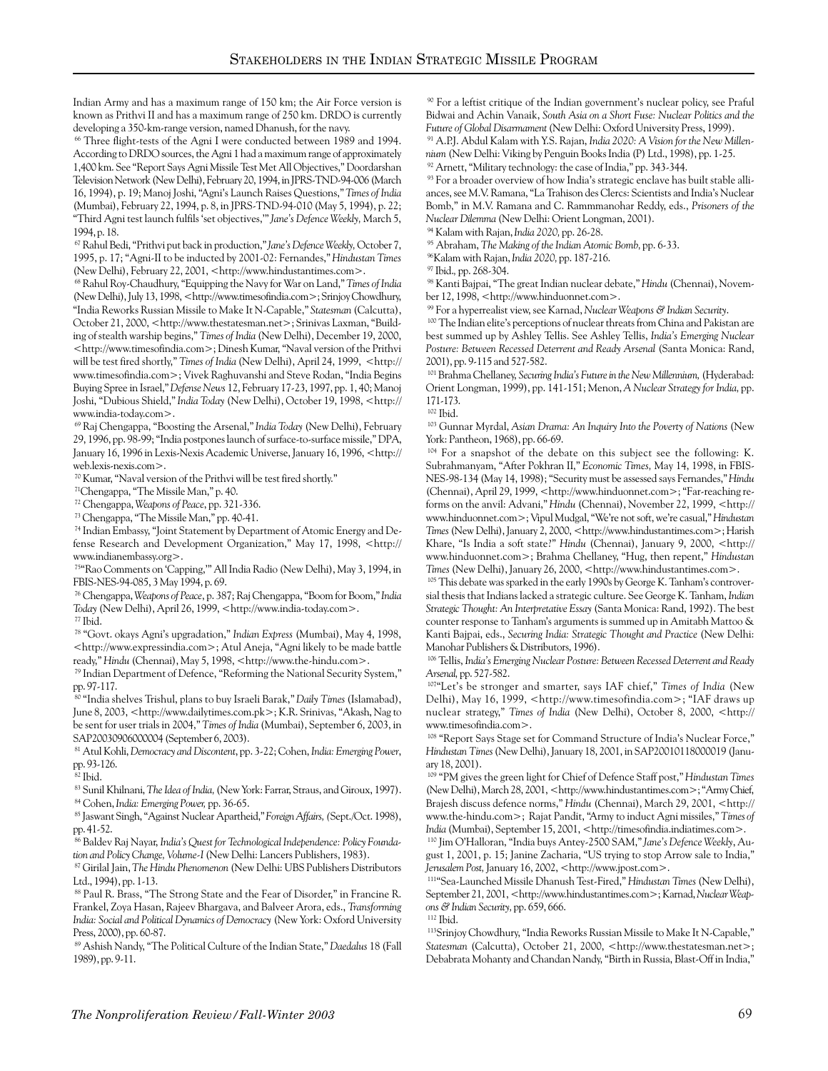Indian Army and has a maximum range of 150 km; the Air Force version is known as Prithvi II and has a maximum range of 250 km. DRDO is currently developing a 350-km-range version, named Dhanush, for the navy.

[66] Three flight-tests of the Agni I were conducted between 1989 and 1994. According to DRDO sources, the Agni I had a maximum range of approximately 1,400 km. See "Report Says Agni Missile Test Met All Objectives," Doordarshan Television Network (New Delhi), February 20, 1994, in JPRS-TND-94-006 (March 16, 1994), p. 19; Manoj Joshi, "Agni's Launch Raises Questions," *Times of India* (Mumbai), February 22, 1994, p. 8, in JPRS-TND-94-010 (May 5, 1994), p. 22; "Third Agni test launch fulfils 'set objectives,'" *Jane's Defence Weekly,* March 5, 1994, p. 18.

[67] Rahul Bedi, "Prithvi put back in production," *Jane's Defence Weekly,* October 7, 1995, p. 17; "Agni-II to be inducted by 2001-02: Fernandes," *Hindustan Times* (New Delhi), February 22, 2001, <http://www.hindustantimes.com>.

[68] Rahul Roy-Chaudhury, "Equipping the Navy for War on Land," *Times of India* (New Delhi), July 13, 1998, <http://www.timesofindia.com>; Srinjoy Chowdhury, "India Reworks Russian Missile to Make It N-Capable," *Statesman* (Calcutta), October 21, 2000, <http://www.thestatesman.net>; Srinivas Laxman, "Building of stealth warship begins," *Times of India* (New Delhi), December 19, 2000, <http://www.timesofindia.com>; Dinesh Kumar, "Naval version of the Prithvi will be test fired shortly," *Times of India* (New Delhi), April 24, 1999, <http://www.timesofindia.com>; Vivek Raghuvanshi and Steve Rodan, "India Begins Buying Spree in Israel," *Defense News* 12, February 17-23, 1997, pp. 1, 40; Manoj Joshi, "Dubious Shield," *India Today* (New Delhi), October 19, 1998, <http://www.india-today.com>.

[69] Raj Chengappa, "Boosting the Arsenal," *India Today* (New Delhi), February 29, 1996, pp. 98-99; "India postpones launch of surface-to-surface missile," DPA, January 16, 1996 in Lexis-Nexis Academic Universe, January 16, 1996, <http://web.lexis-nexis.com>.

[70] Kumar, "Naval version of the Prithvi will be test fired shortly."

[71] Chengappa, "The Missile Man," p. 40.

[72] Chengappa, *Weapons of Peace*, pp. 321-336.

[73] Chengappa, "The Missile Man," pp. 40-41.

[74] Indian Embassy, "Joint Statement by Department of Atomic Energy and Defense Research and Development Organization," May 17, 1998, <http://www.indianembassy.org>.

[75] "Rao Comments on 'Capping,'" All India Radio (New Delhi), May 3, 1994, in FBIS-NES-94-085, 3 May 1994, p. 69.

[76] Chengappa, *Weapons of Peace*, p. 387; Raj Chengappa, "Boom for Boom," *India Today* (New Delhi), April 26, 1999, <http://www.india-today.com>.

[77] Ibid.

[78] "Govt. okays Agni's upgradation," *Indian Express* (Mumbai), May 4, 1998, <http://www.expressindia.com>; Atul Aneja, "Agni likely to be made battle ready," *Hindu* (Chennai), May 5, 1998, <http://www.the-hindu.com>.

[79] Indian Department of Defence, "Reforming the National Security System," pp. 97-117.

[80] "India shelves Trishul, plans to buy Israeli Barak," *Daily Times* (Islamabad), June 8, 2003, <http://www.dailytimes.com.pk>; K.R. Srinivas, "Akash, Nag to be sent for user trials in 2004," *Times of India* (Mumbai), September 6, 2003, in SAP20030906000004 (September 6, 2003).

[81] Atul Kohli, *Democracy and Discontent*, pp. 3-22; Cohen, *India: Emerging Power*, pp. 93-126.

[82] Ibid.

[83] Sunil Khilnani, *The Idea of India,* (New York: Farrar, Straus, and Giroux, 1997).

[84] Cohen, *India: Emerging Power,* pp. 36-65.

[85] Jaswant Singh, "Against Nuclear Apartheid," *Foreign Affairs,* (Sept./Oct. 1998), pp. 41-52.

[86] Baldev Raj Nayar, *India's Quest for Technological Independence: Policy Foundation and Policy Change, Volume-I* (New Delhi: Lancers Publishers, 1983).

[87] Girilal Jain, *The Hindu Phenomenon* (New Delhi: UBS Publishers Distributors Ltd., 1994), pp. 1-13.

[88] Paul R. Brass, "The Strong State and the Fear of Disorder," in Francine R. Frankel, Zoya Hasan, Rajeev Bhargava, and Balveer Arora, eds., *Transforming India: Social and Political Dynamics of Democracy* (New York: Oxford University Press, 2000), pp. 60-87.

[89] Ashish Nandy, "The Political Culture of the Indian State," *Daedalus* 18 (Fall 1989), pp. 9-11.

[90] For a leftist critique of the Indian government's nuclear policy, see Praful Bidwai and Achin Vanaik, *South Asia on a Short Fuse: Nuclear Politics and the Future of Global Disarmament* (New Delhi: Oxford University Press, 1999).

[91] A.P.J. Abdul Kalam with Y.S. Rajan, *India 2020: A Vision for the New Millennium* (New Delhi: Viking by Penguin Books India (P) Ltd., 1998), pp. 1-25.

[92] Arnett, "Military technology: the case of India," pp. 343-344.

[93] For a broader overview of how India's strategic enclave has built stable alliances, see M.V. Ramana, "La Trahison des Clercs: Scientists and India's Nuclear Bomb," in M.V. Ramana and C. Rammmanohar Reddy, eds., *Prisoners of the Nuclear Dilemma* (New Delhi: Orient Longman, 2001).

[94] Kalam with Rajan, *India 2020,* pp. 26-28.

[95] Abraham, *The Making of the Indian Atomic Bomb,* pp. 6-33.

[96] Kalam with Rajan, *India 2020,* pp. 187-216.

[97] Ibid., pp. 268-304.

[98] Kanti Bajpai, "The great Indian nuclear debate," *Hindu* (Chennai), November 12, 1998, <http://www.hinduonnet.com>.

[99] For a hyperrealist view, see Karnad, *Nuclear Weapons & Indian Security*.

[100] The Indian elite's perceptions of nuclear threats from China and Pakistan are best summed up by Ashley Tellis. See Ashley Tellis, *India's Emerging Nuclear Posture: Between Recessed Deterrent and Ready Arsenal* (Santa Monica: Rand, 2001), pp. 9-115 and 527-582.

[101] Brahma Chellaney, *Securing India's Future in the New Millennium,* (Hyderabad: Orient Longman, 1999), pp. 141-151; Menon, *A Nuclear Strategy for India,* pp. 171-173.

[102] Ibid.

[103] Gunnar Myrdal, *Asian Drama: An Inquiry Into the Poverty of Nations* (New York: Pantheon, 1968), pp. 66-69.

[104] For a snapshot of the debate on this subject see the following: K. Subrahmanyam, "After Pokhran II," *Economic Times,* May 14, 1998, in FBIS-NES-98-134 (May 14, 1998); "Security must be assessed says Fernandes," *Hindu* (Chennai), April 29, 1999, <http://www.hinduonnet.com>; "Far-reaching reforms on the anvil: Advani," *Hindu* (Chennai), November 22, 1999, <http://www.hinduonnet.com>; Vipul Mudgal, "We're not soft, we're casual," *Hindustan Times* (New Delhi), January 2, 2000, <http://www.hindustantimes.com>; Harish Khare, "Is India a soft state?" *Hindu* (Chennai), January 9, 2000, <http://www.hinduonnet.com>; Brahma Chellaney, "Hug, then repent," *Hindustan Times* (New Delhi), January 26, 2000, <http://www.hindustantimes.com>.

[105] This debate was sparked in the early 1990s by George K. Tanham's controversial thesis that Indians lacked a strategic culture. See George K. Tanham, *Indian Strategic Thought: An Interpretative Essay* (Santa Monica: Rand, 1992). The best counter response to Tanham's arguments is summed up in Amitabh Mattoo & Kanti Bajpai, eds., *Securing India: Strategic Thought and Practice* (New Delhi: Manohar Publishers & Distributors, 1996).

[106] Tellis, *India's Emerging Nuclear Posture: Between Recessed Deterrent and Ready Arsenal,* pp. 527-582.

[107] "Let's be stronger and smarter, says IAF chief," *Times of India* (New Delhi), May 16, 1999, <http://www.timesofindia.com>; "IAF draws up nuclear strategy," *Times of India* (New Delhi), October 8, 2000, <http://www.timesofindia.com>.

[108] "Report Says Stage set for Command Structure of India's Nuclear Force," *Hindustan Times* (New Delhi), January 18, 2001, in SAP20010118000019 (January 18, 2001).

[109] "PM gives the green light for Chief of Defence Staff post," *Hindustan Times* (New Delhi), March 28, 2001, <http://www.hindustantimes.com>; "Army Chief, Brajesh discuss defence norms," *Hindu* (Chennai), March 29, 2001, <http://www.the-hindu.com>; Rajat Pandit, "Army to induct Agni missiles," *Times of India* (Mumbai), September 15, 2001, <http://timesofindia.indiatimes.com>.

[110] Jim O'Halloran, "India buys Antey-2500 SAM," *Jane's Defence Weekly*, August 1, 2001, p. 15; Janine Zacharia, "US trying to stop Arrow sale to India," *Jerusalem Post,* January 16, 2002, <http://www.jpost.com>.

[111] "Sea-Launched Missile Dhanush Test-Fired," *Hindustan Times* (New Delhi), September 21, 2001, <http://www.hindustantimes.com>; Karnad, *Nuclear Weapons & Indian Security,* pp. 659, 666.

[112] Ibid.

[113] Srinjoy Chowdhury, "India Reworks Russian Missile to Make It N-Capable," *Statesman* (Calcutta), October 21, 2000, <http://www.thestatesman.net>; Debabrata Mohanty and Chandan Nandy, "Birth in Russia, Blast-Off in India,"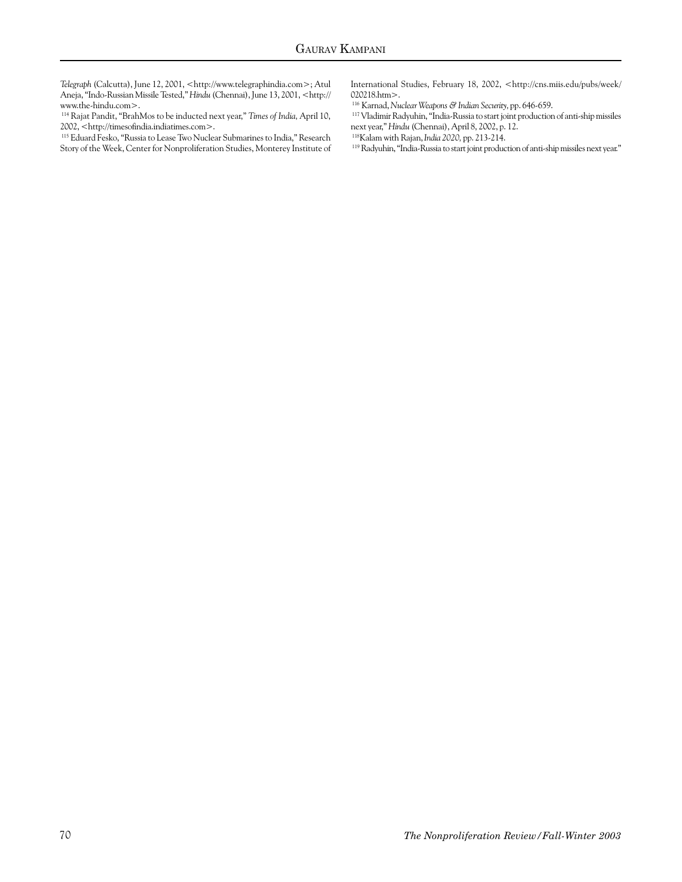*Telegraph* (Calcutta), June 12, 2001, <http://www.telegraphindia.com>; Atul Aneja, "Indo-Russian Missile Tested," *Hindu* (Chennai), June 13, 2001, <http://www.the-hindu.com>.

[114] Rajat Pandit, "BrahMos to be inducted next year," *Times of India,* April 10, 2002, <http://timesofindia.indiatimes.com>.

[115] Eduard Fesko, "Russia to Lease Two Nuclear Submarines to India," Research Story of the Week, Center for Nonproliferation Studies, Monterey Institute of International Studies, February 18, 2002, <http://cns.miis.edu/pubs/week/020218.htm>.

[116] Karnad, *Nuclear Weapons & Indian Security,* pp. 646-659.

[117] Vladimir Radyuhin, "India-Russia to start joint production of anti-ship missiles next year," *Hindu* (Chennai), April 8, 2002, p. 12.

[118] Kalam with Rajan, *India 2020,* pp. 213-214.

[119] Radyuhin, "India-Russia to start joint production of anti-ship missiles next year."